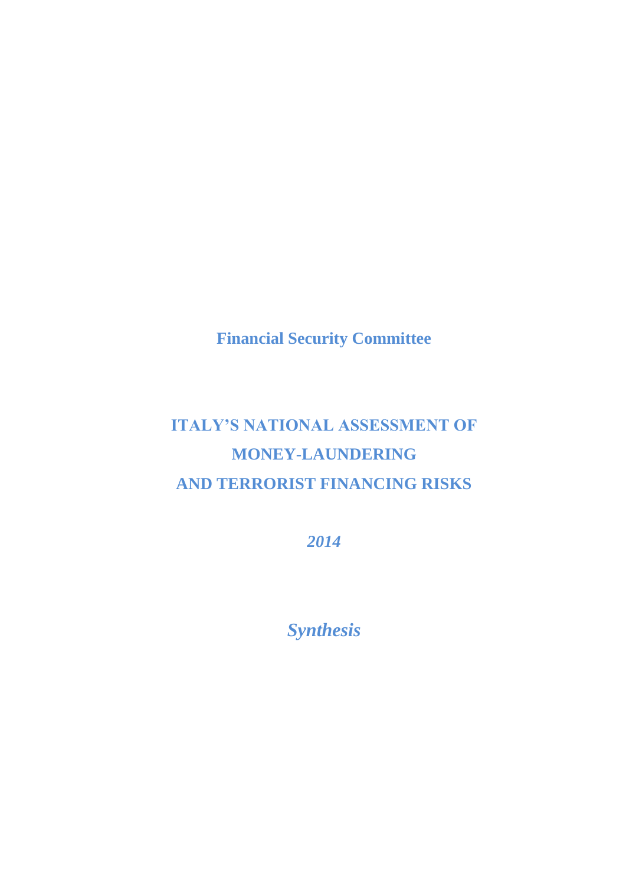**Financial Security Committee**

# ITALY'S NATIONAL ASSESSMENT OF MONEY-LAUNDERING AND TERRORIST FINANCING RISKS

***2014***

***Synthesis***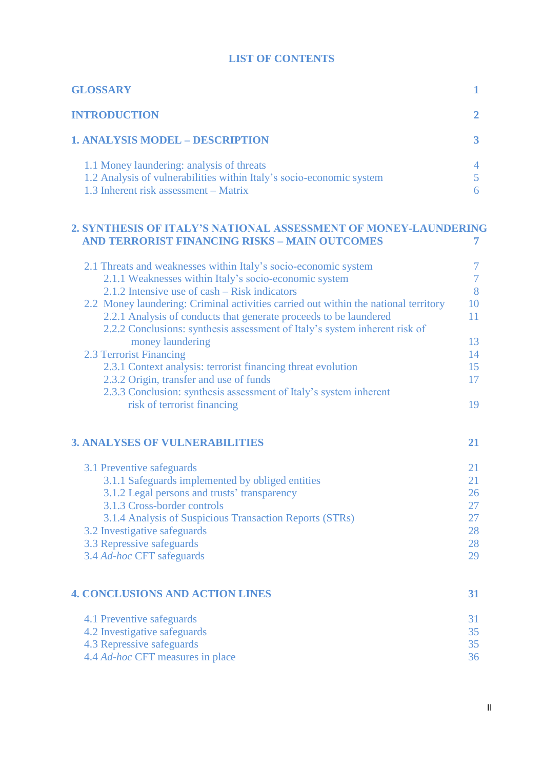# LIST OF CONTENTS

| | |
|---|---|
| **GLOSSARY** | **1** |
| **INTRODUCTION** | **2** |
| **1. ANALYSIS MODEL – DESCRIPTION** | **3** |
| 1.1 Money laundering: analysis of threats | 4 |
| 1.2 Analysis of vulnerabilities within Italy's socio-economic system | 5 |
| 1.3 Inherent risk assessment – Matrix | 6 |
| **2. SYNTHESIS OF ITALY'S NATIONAL ASSESSMENT OF MONEY-LAUNDERING AND TERRORIST FINANCING RISKS – MAIN OUTCOMES** | **7** |
| 2.1 Threats and weaknesses within Italy's socio-economic system | 7 |
| 2.1.1 Weaknesses within Italy's socio-economic system | 7 |
| 2.1.2 Intensive use of cash – Risk indicators | 8 |
| 2.2 Money laundering: Criminal activities carried out within the national territory | 10 |
| 2.2.1 Analysis of conducts that generate proceeds to be laundered | 11 |
| 2.2.2 Conclusions: synthesis assessment of Italy's system inherent risk of money laundering | 13 |
| 2.3 Terrorist Financing | 14 |
| 2.3.1 Context analysis: terrorist financing threat evolution | 15 |
| 2.3.2 Origin, transfer and use of funds | 17 |
| 2.3.3 Conclusion: synthesis assessment of Italy's system inherent risk of terrorist financing | 19 |
| **3. ANALYSES OF VULNERABILITIES** | **21** |
| 3.1 Preventive safeguards | 21 |
| 3.1.1 Safeguards implemented by obliged entities | 21 |
| 3.1.2 Legal persons and trusts' transparency | 26 |
| 3.1.3 Cross-border controls | 27 |
| 3.1.4 Analysis of Suspicious Transaction Reports (STRs) | 27 |
| 3.2 Investigative safeguards | 28 |
| 3.3 Repressive safeguards | 28 |
| 3.4 *Ad-hoc* CFT safeguards | 29 |
| **4. CONCLUSIONS AND ACTION LINES** | **31** |
| 4.1 Preventive safeguards | 31 |
| 4.2 Investigative safeguards | 35 |
| 4.3 Repressive safeguards | 35 |
| 4.4 *Ad-hoc* CFT measures in place | 36 |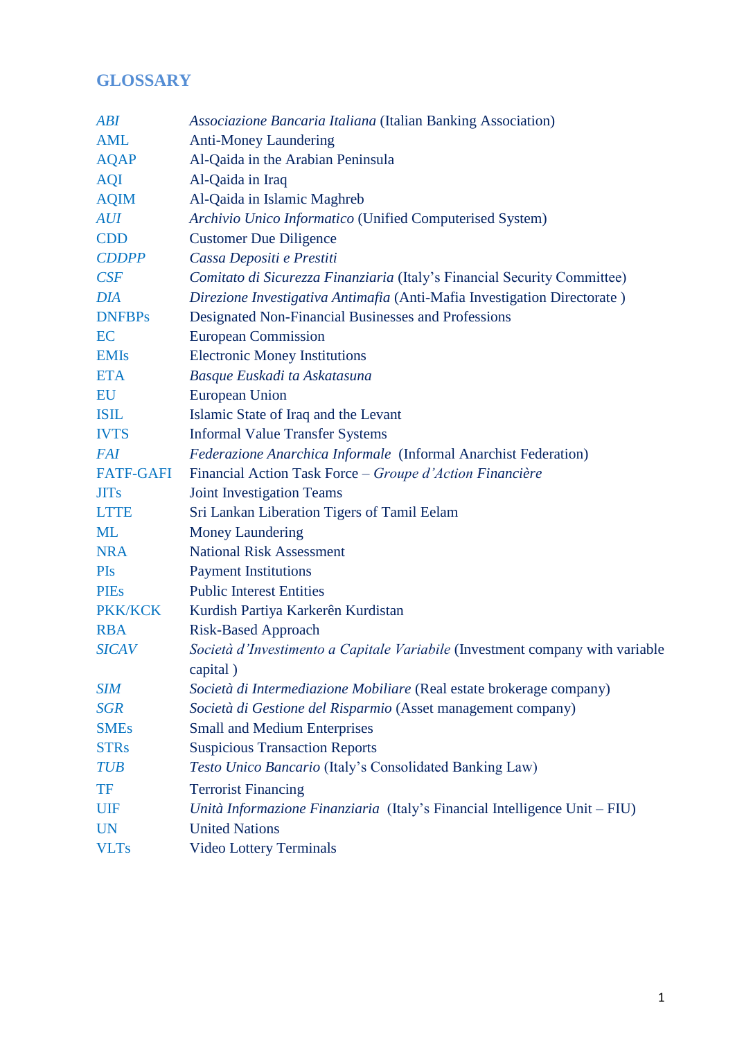## GLOSSARY

| | |
|---|---|
| *ABI* | *Associazione Bancaria Italiana* (Italian Banking Association) |
| AML | Anti-Money Laundering |
| AQAP | Al-Qaida in the Arabian Peninsula |
| AQI | Al-Qaida in Iraq |
| AQIM | Al-Qaida in Islamic Maghreb |
| *AUI* | *Archivio Unico Informatico* (Unified Computerised System) |
| CDD | Customer Due Diligence |
| *CDDPP* | *Cassa Depositi e Prestiti* |
| *CSF* | *Comitato di Sicurezza Finanziaria* (Italy's Financial Security Committee) |
| *DIA* | *Direzione Investigativa Antimafia* (Anti-Mafia Investigation Directorate ) |
| DNFBPs | Designated Non-Financial Businesses and Professions |
| EC | European Commission |
| EMIs | Electronic Money Institutions |
| ETA | *Basque Euskadi ta Askatasuna* |
| EU | European Union |
| ISIL | Islamic State of Iraq and the Levant |
| IVTS | Informal Value Transfer Systems |
| *FAI* | *Federazione Anarchica Informale* (Informal Anarchist Federation) |
| FATF-GAFI | Financial Action Task Force – *Groupe d'Action Financière* |
| JITs | Joint Investigation Teams |
| LTTE | Sri Lankan Liberation Tigers of Tamil Eelam |
| ML | Money Laundering |
| NRA | National Risk Assessment |
| PIs | Payment Institutions |
| PIEs | Public Interest Entities |
| PKK/KCK | Kurdish Partiya Karkerên Kurdistan |
| RBA | Risk-Based Approach |
| *SICAV* | *Società d'Investimento a Capitale Variabile* (Investment company with variable capital ) |
| *SIM* | *Società di Intermediazione Mobiliare* (Real estate brokerage company) |
| *SGR* | *Società di Gestione del Risparmio* (Asset management company) |
| SMEs | Small and Medium Enterprises |
| STRs | Suspicious Transaction Reports |
| *TUB* | *Testo Unico Bancario* (Italy's Consolidated Banking Law) |
| TF | Terrorist Financing |
| UIF | *Unità Informazione Finanziaria* (Italy's Financial Intelligence Unit – FIU) |
| UN | United Nations |
| VLTs | Video Lottery Terminals |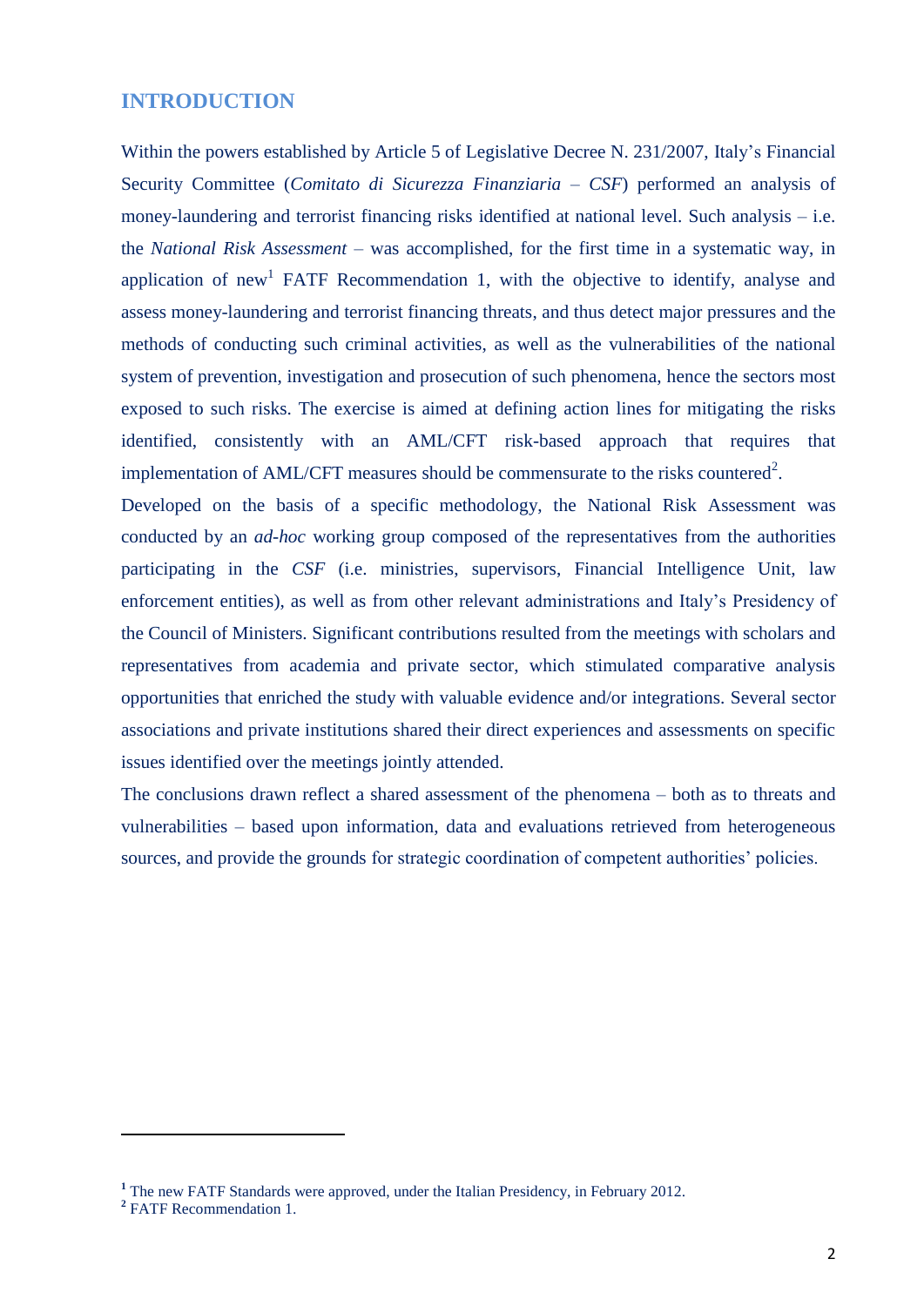## INTRODUCTION

Within the powers established by Article 5 of Legislative Decree N. 231/2007, Italy's Financial Security Committee (*Comitato di Sicurezza Finanziaria – CSF*) performed an analysis of money-laundering and terrorist financing risks identified at national level. Such analysis – i.e. the *National Risk Assessment* – was accomplished, for the first time in a systematic way, in application of new[1] FATF Recommendation 1, with the objective to identify, analyse and assess money-laundering and terrorist financing threats, and thus detect major pressures and the methods of conducting such criminal activities, as well as the vulnerabilities of the national system of prevention, investigation and prosecution of such phenomena, hence the sectors most exposed to such risks. The exercise is aimed at defining action lines for mitigating the risks identified, consistently with an AML/CFT risk-based approach that requires that implementation of AML/CFT measures should be commensurate to the risks countered[2].

Developed on the basis of a specific methodology, the National Risk Assessment was conducted by an *ad-hoc* working group composed of the representatives from the authorities participating in the *CSF* (i.e. ministries, supervisors, Financial Intelligence Unit, law enforcement entities), as well as from other relevant administrations and Italy's Presidency of the Council of Ministers. Significant contributions resulted from the meetings with scholars and representatives from academia and private sector, which stimulated comparative analysis opportunities that enriched the study with valuable evidence and/or integrations. Several sector associations and private institutions shared their direct experiences and assessments on specific issues identified over the meetings jointly attended.

The conclusions drawn reflect a shared assessment of the phenomena – both as to threats and vulnerabilities – based upon information, data and evaluations retrieved from heterogeneous sources, and provide the grounds for strategic coordination of competent authorities' policies.

---

[1] The new FATF Standards were approved, under the Italian Presidency, in February 2012.

[2] FATF Recommendation 1.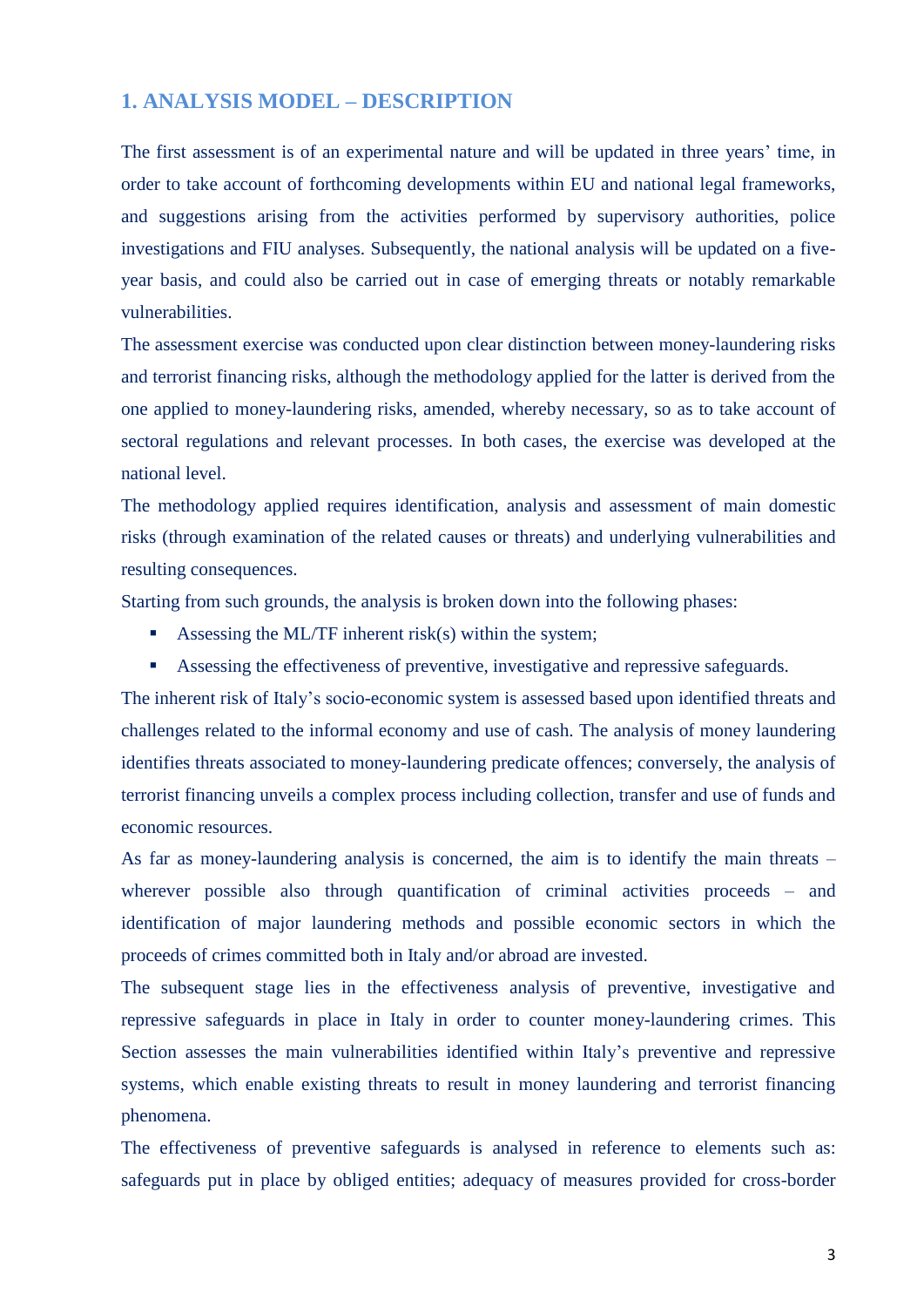## 1. ANALYSIS MODEL – DESCRIPTION

The first assessment is of an experimental nature and will be updated in three years' time, in order to take account of forthcoming developments within EU and national legal frameworks, and suggestions arising from the activities performed by supervisory authorities, police investigations and FIU analyses. Subsequently, the national analysis will be updated on a five-year basis, and could also be carried out in case of emerging threats or notably remarkable vulnerabilities.

The assessment exercise was conducted upon clear distinction between money-laundering risks and terrorist financing risks, although the methodology applied for the latter is derived from the one applied to money-laundering risks, amended, whereby necessary, so as to take account of sectoral regulations and relevant processes. In both cases, the exercise was developed at the national level.

The methodology applied requires identification, analysis and assessment of main domestic risks (through examination of the related causes or threats) and underlying vulnerabilities and resulting consequences.

Starting from such grounds, the analysis is broken down into the following phases:

- Assessing the ML/TF inherent risk(s) within the system;
- Assessing the effectiveness of preventive, investigative and repressive safeguards.

The inherent risk of Italy's socio-economic system is assessed based upon identified threats and challenges related to the informal economy and use of cash. The analysis of money laundering identifies threats associated to money-laundering predicate offences; conversely, the analysis of terrorist financing unveils a complex process including collection, transfer and use of funds and economic resources.

As far as money-laundering analysis is concerned, the aim is to identify the main threats – wherever possible also through quantification of criminal activities proceeds – and identification of major laundering methods and possible economic sectors in which the proceeds of crimes committed both in Italy and/or abroad are invested.

The subsequent stage lies in the effectiveness analysis of preventive, investigative and repressive safeguards in place in Italy in order to counter money-laundering crimes. This Section assesses the main vulnerabilities identified within Italy's preventive and repressive systems, which enable existing threats to result in money laundering and terrorist financing phenomena.

The effectiveness of preventive safeguards is analysed in reference to elements such as: safeguards put in place by obliged entities; adequacy of measures provided for cross-border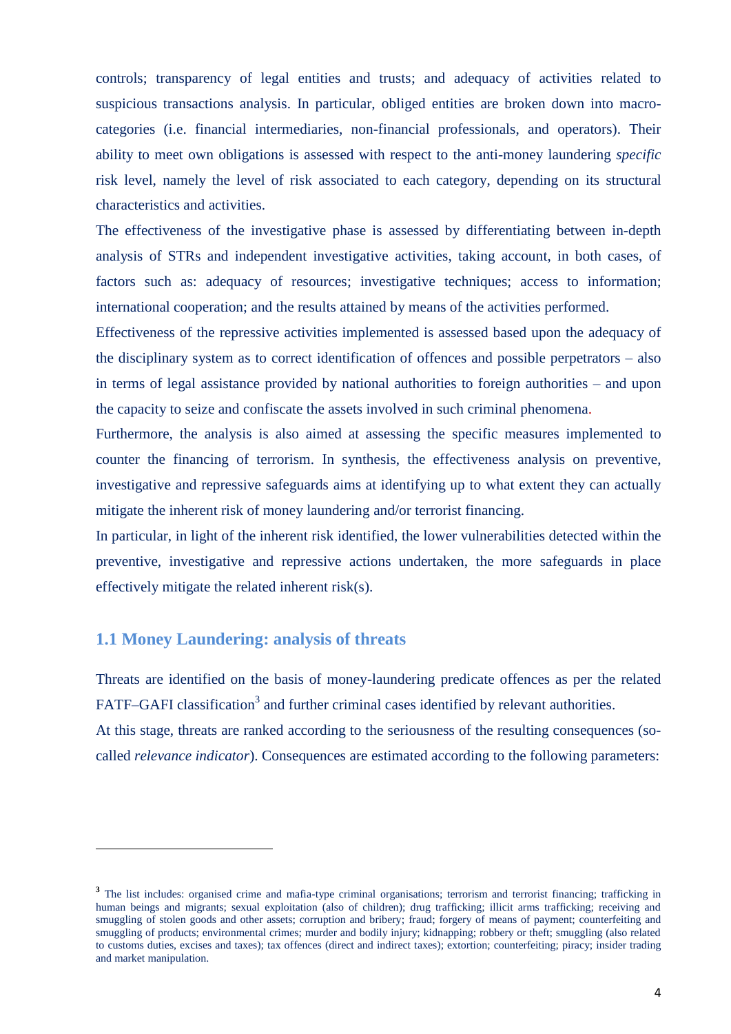controls; transparency of legal entities and trusts; and adequacy of activities related to suspicious transactions analysis. In particular, obliged entities are broken down into macro-categories (i.e. financial intermediaries, non-financial professionals, and operators). Their ability to meet own obligations is assessed with respect to the anti-money laundering *specific* risk level, namely the level of risk associated to each category, depending on its structural characteristics and activities.

The effectiveness of the investigative phase is assessed by differentiating between in-depth analysis of STRs and independent investigative activities, taking account, in both cases, of factors such as: adequacy of resources; investigative techniques; access to information; international cooperation; and the results attained by means of the activities performed.

Effectiveness of the repressive activities implemented is assessed based upon the adequacy of the disciplinary system as to correct identification of offences and possible perpetrators – also in terms of legal assistance provided by national authorities to foreign authorities – and upon the capacity to seize and confiscate the assets involved in such criminal phenomena.

Furthermore, the analysis is also aimed at assessing the specific measures implemented to counter the financing of terrorism. In synthesis, the effectiveness analysis on preventive, investigative and repressive safeguards aims at identifying up to what extent they can actually mitigate the inherent risk of money laundering and/or terrorist financing.

In particular, in light of the inherent risk identified, the lower vulnerabilities detected within the preventive, investigative and repressive actions undertaken, the more safeguards in place effectively mitigate the related inherent risk(s).

## 1.1 Money Laundering: analysis of threats

Threats are identified on the basis of money-laundering predicate offences as per the related FATF–GAFI classification[3] and further criminal cases identified by relevant authorities.

At this stage, threats are ranked according to the seriousness of the resulting consequences (so-called *relevance indicator*). Consequences are estimated according to the following parameters:

---

[3] The list includes: organised crime and mafia-type criminal organisations; terrorism and terrorist financing; trafficking in human beings and migrants; sexual exploitation (also of children); drug trafficking; illicit arms trafficking; receiving and smuggling of stolen goods and other assets; corruption and bribery; fraud; forgery of means of payment; counterfeiting and smuggling of products; environmental crimes; murder and bodily injury; kidnapping; robbery or theft; smuggling (also related to customs duties, excises and taxes); tax offences (direct and indirect taxes); extortion; counterfeiting; piracy; insider trading and market manipulation.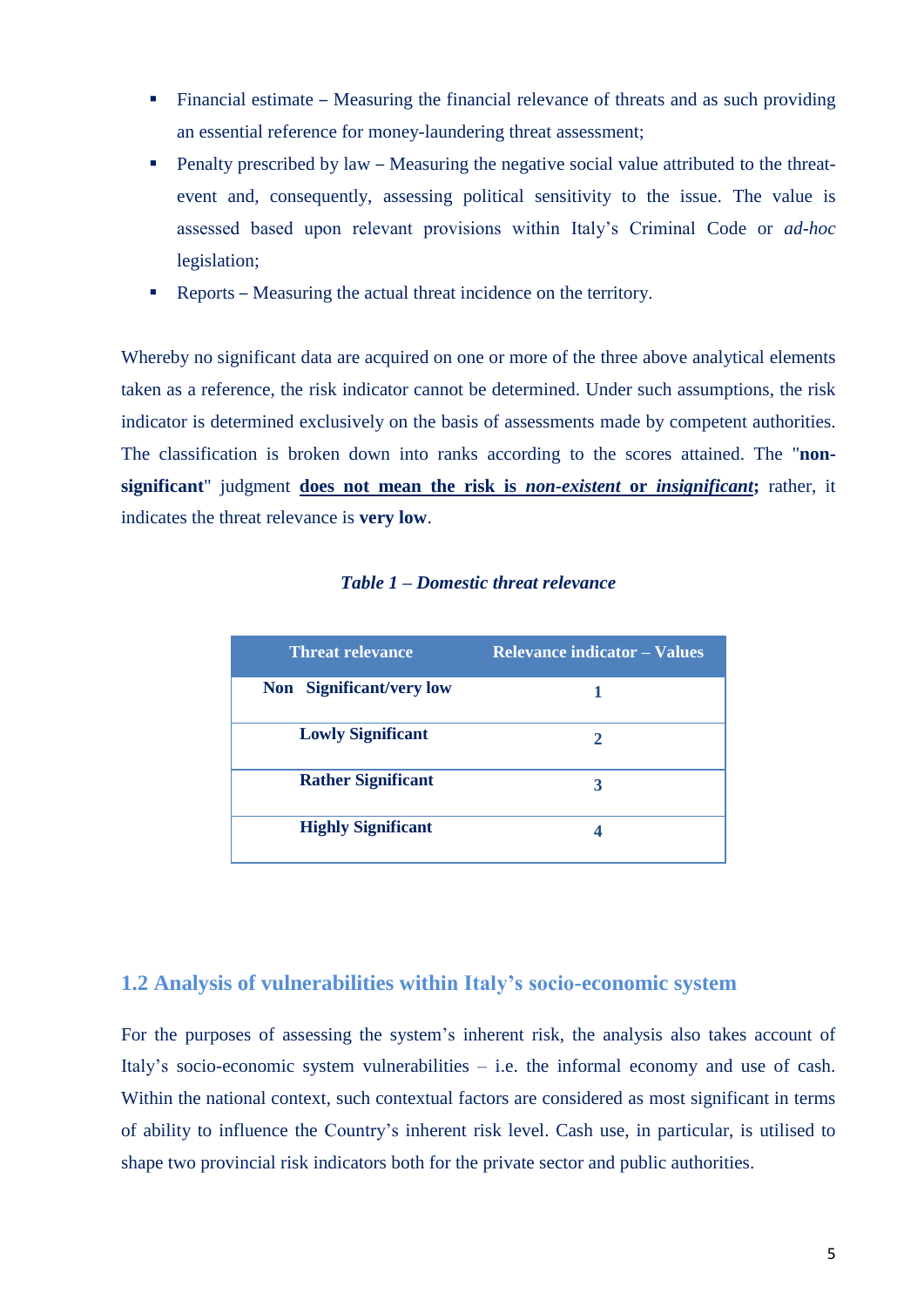- Financial estimate – Measuring the financial relevance of threats and as such providing an essential reference for money-laundering threat assessment;
- Penalty prescribed by law – Measuring the negative social value attributed to the threat-event and, consequently, assessing political sensitivity to the issue. The value is assessed based upon relevant provisions within Italy's Criminal Code or *ad-hoc* legislation;
- Reports – Measuring the actual threat incidence on the territory.

Whereby no significant data are acquired on one or more of the three above analytical elements taken as a reference, the risk indicator cannot be determined. Under such assumptions, the risk indicator is determined exclusively on the basis of assessments made by competent authorities. The classification is broken down into ranks according to the scores attained. The "**non-significant**" judgment **does not mean the risk is *non-existent* or *insignificant*;** rather, it indicates the threat relevance is **very low**.

***Table 1 – Domestic threat relevance***

| Threat relevance | Relevance indicator – Values |
|---|---|
| **Non Significant/very low** | **1** |
| **Lowly Significant** | **2** |
| **Rather Significant** | **3** |
| **Highly Significant** | **4** |

## 1.2 Analysis of vulnerabilities within Italy's socio-economic system

For the purposes of assessing the system's inherent risk, the analysis also takes account of Italy's socio-economic system vulnerabilities – i.e. the informal economy and use of cash. Within the national context, such contextual factors are considered as most significant in terms of ability to influence the Country's inherent risk level. Cash use, in particular, is utilised to shape two provincial risk indicators both for the private sector and public authorities.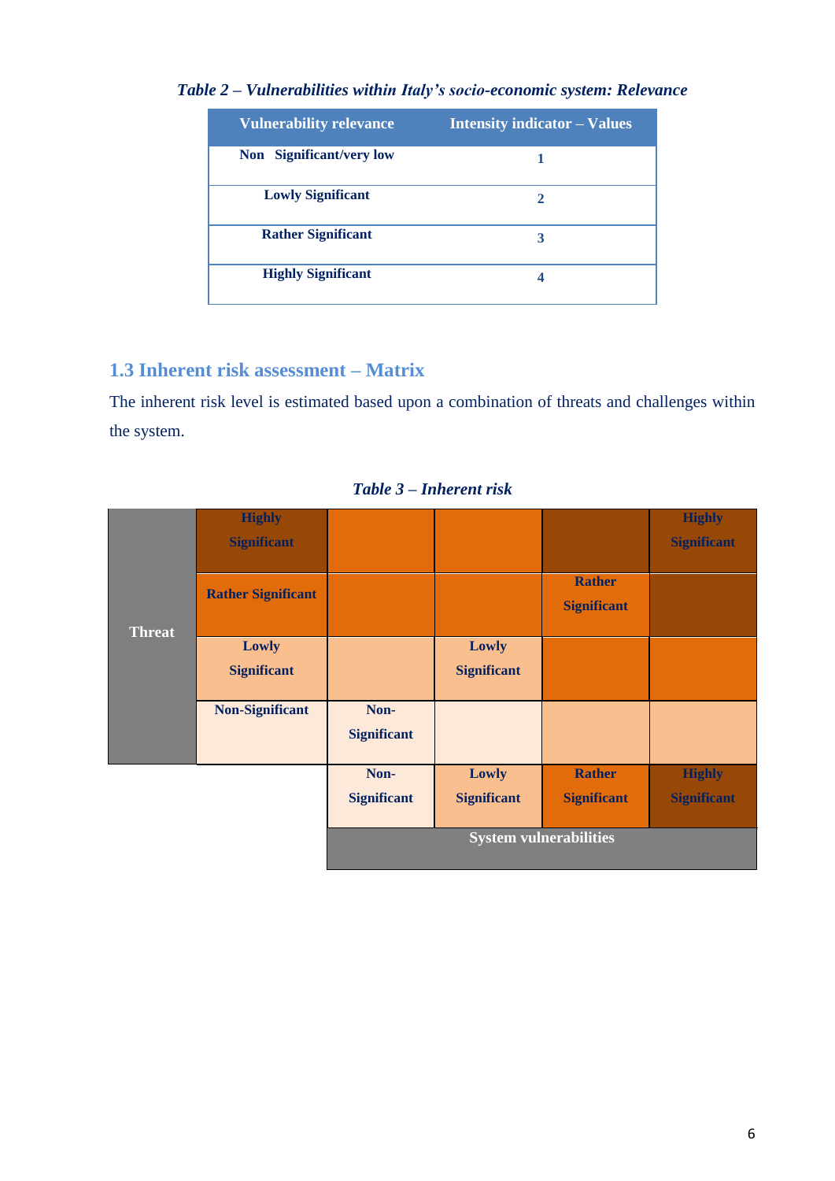*Table 2 – Vulnerabilities within Italy's socio-economic system: Relevance*

| Vulnerability relevance | Intensity indicator – Values |
|---|---|
| Non Significant/very low | 1 |
| Lowly Significant | 2 |
| Rather Significant | 3 |
| Highly Significant | 4 |

## 1.3 Inherent risk assessment – Matrix

The inherent risk level is estimated based upon a combination of threats and challenges within the system.

*Table 3 – Inherent risk*

| | | | | | |
|---|---|---|---|---|---|
| Threat | Highly Significant | | | | Highly Significant |
| | Rather Significant | | | Rather Significant | |
| | Lowly Significant | | Lowly Significant | | |
| | Non-Significant | Non-Significant | | | |
| | | Non-Significant | Lowly Significant | Rather Significant | Highly Significant |
| | | System vulnerabilities | | | |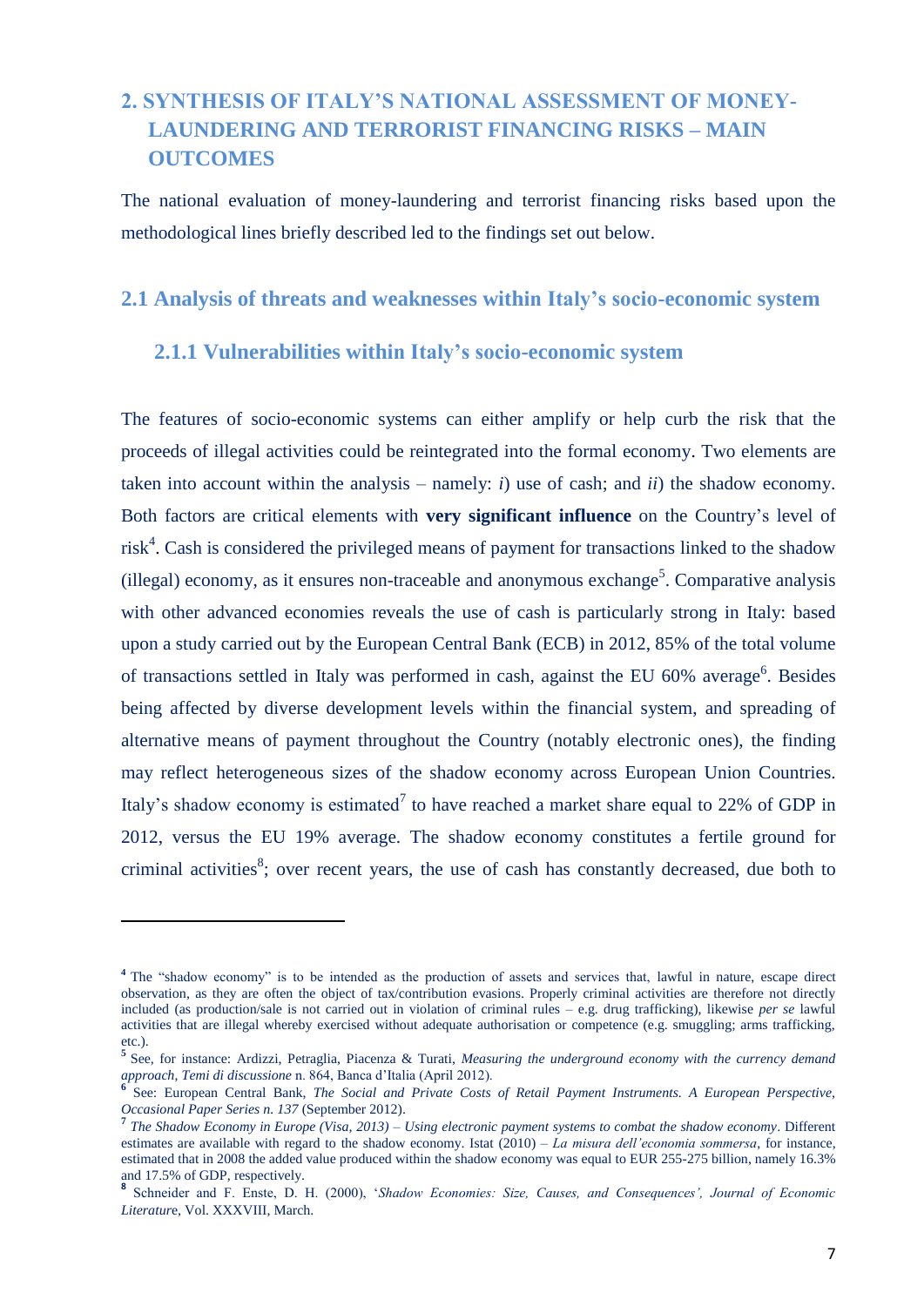## 2. SYNTHESIS OF ITALY'S NATIONAL ASSESSMENT OF MONEY-LAUNDERING AND TERRORIST FINANCING RISKS – MAIN OUTCOMES

The national evaluation of money-laundering and terrorist financing risks based upon the methodological lines briefly described led to the findings set out below.

### 2.1 Analysis of threats and weaknesses within Italy's socio-economic system

#### 2.1.1 Vulnerabilities within Italy's socio-economic system

The features of socio-economic systems can either amplify or help curb the risk that the proceeds of illegal activities could be reintegrated into the formal economy. Two elements are taken into account within the analysis – namely: *i*) use of cash; and *ii*) the shadow economy. Both factors are critical elements with **very significant influence** on the Country's level of risk[4]. Cash is considered the privileged means of payment for transactions linked to the shadow (illegal) economy, as it ensures non-traceable and anonymous exchange[5]. Comparative analysis with other advanced economies reveals the use of cash is particularly strong in Italy: based upon a study carried out by the European Central Bank (ECB) in 2012, 85% of the total volume of transactions settled in Italy was performed in cash, against the EU 60% average[6]. Besides being affected by diverse development levels within the financial system, and spreading of alternative means of payment throughout the Country (notably electronic ones), the finding may reflect heterogeneous sizes of the shadow economy across European Union Countries. Italy's shadow economy is estimated[7] to have reached a market share equal to 22% of GDP in 2012, versus the EU 19% average. The shadow economy constitutes a fertile ground for criminal activities[8]; over recent years, the use of cash has constantly decreased, due both to

---

[4] The "shadow economy" is to be intended as the production of assets and services that, lawful in nature, escape direct observation, as they are often the object of tax/contribution evasions. Properly criminal activities are therefore not directly included (as production/sale is not carried out in violation of criminal rules – e.g. drug trafficking), likewise *per se* lawful activities that are illegal whereby exercised without adequate authorisation or competence (e.g. smuggling; arms trafficking, etc.).

[5] See, for instance: Ardizzi, Petraglia, Piacenza & Turati, *Measuring the underground economy with the currency demand approach, Temi di discussione* n. 864, Banca d'Italia (April 2012).

[6] See: European Central Bank, *The Social and Private Costs of Retail Payment Instruments. A European Perspective, Occasional Paper Series n. 137* (September 2012).

[7] *The Shadow Economy in Europe (Visa, 2013) – Using electronic payment systems to combat the shadow economy*. Different estimates are available with regard to the shadow economy. Istat (2010) – *La misura dell'economia sommersa*, for instance, estimated that in 2008 the added value produced within the shadow economy was equal to EUR 255-275 billion, namely 16.3% and 17.5% of GDP, respectively.

[8] Schneider and F. Enste, D. H. (2000), '*Shadow Economies: Size, Causes, and Consequences', Journal of Economic Literature*, Vol. XXXVIII, March.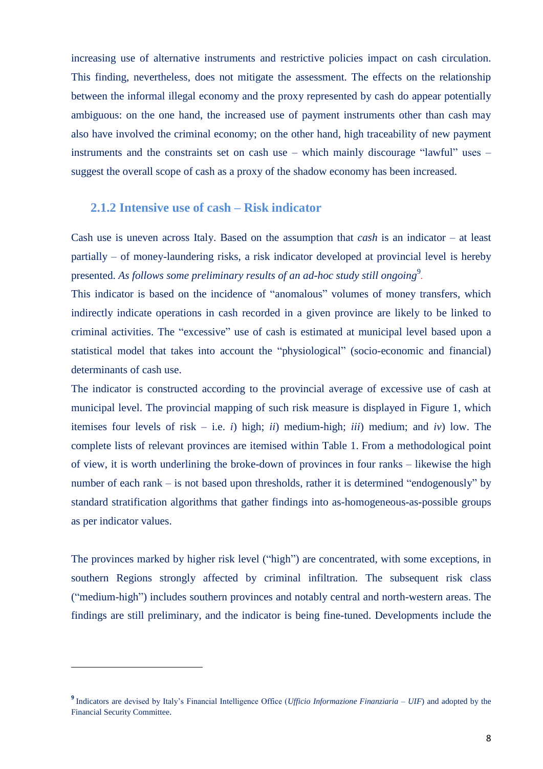increasing use of alternative instruments and restrictive policies impact on cash circulation. This finding, nevertheless, does not mitigate the assessment. The effects on the relationship between the informal illegal economy and the proxy represented by cash do appear potentially ambiguous: on the one hand, the increased use of payment instruments other than cash may also have involved the criminal economy; on the other hand, high traceability of new payment instruments and the constraints set on cash use – which mainly discourage "lawful" uses – suggest the overall scope of cash as a proxy of the shadow economy has been increased.

### 2.1.2 Intensive use of cash – Risk indicator

Cash use is uneven across Italy. Based on the assumption that *cash* is an indicator – at least partially – of money-laundering risks, a risk indicator developed at provincial level is hereby presented. *As follows some preliminary results of an ad-hoc study still ongoing*[9].

This indicator is based on the incidence of "anomalous" volumes of money transfers, which indirectly indicate operations in cash recorded in a given province are likely to be linked to criminal activities. The "excessive" use of cash is estimated at municipal level based upon a statistical model that takes into account the "physiological" (socio-economic and financial) determinants of cash use.

The indicator is constructed according to the provincial average of excessive use of cash at municipal level. The provincial mapping of such risk measure is displayed in Figure 1, which itemises four levels of risk – i.e. *i*) high; *ii*) medium-high; *iii*) medium; and *iv*) low. The complete lists of relevant provinces are itemised within Table 1. From a methodological point of view, it is worth underlining the broke-down of provinces in four ranks – likewise the high number of each rank – is not based upon thresholds, rather it is determined "endogenously" by standard stratification algorithms that gather findings into as-homogeneous-as-possible groups as per indicator values.

The provinces marked by higher risk level ("high") are concentrated, with some exceptions, in southern Regions strongly affected by criminal infiltration. The subsequent risk class ("medium-high") includes southern provinces and notably central and north-western areas. The findings are still preliminary, and the indicator is being fine-tuned. Developments include the

[9] Indicators are devised by Italy's Financial Intelligence Office (*Ufficio Informazione Finanziaria – UIF*) and adopted by the Financial Security Committee.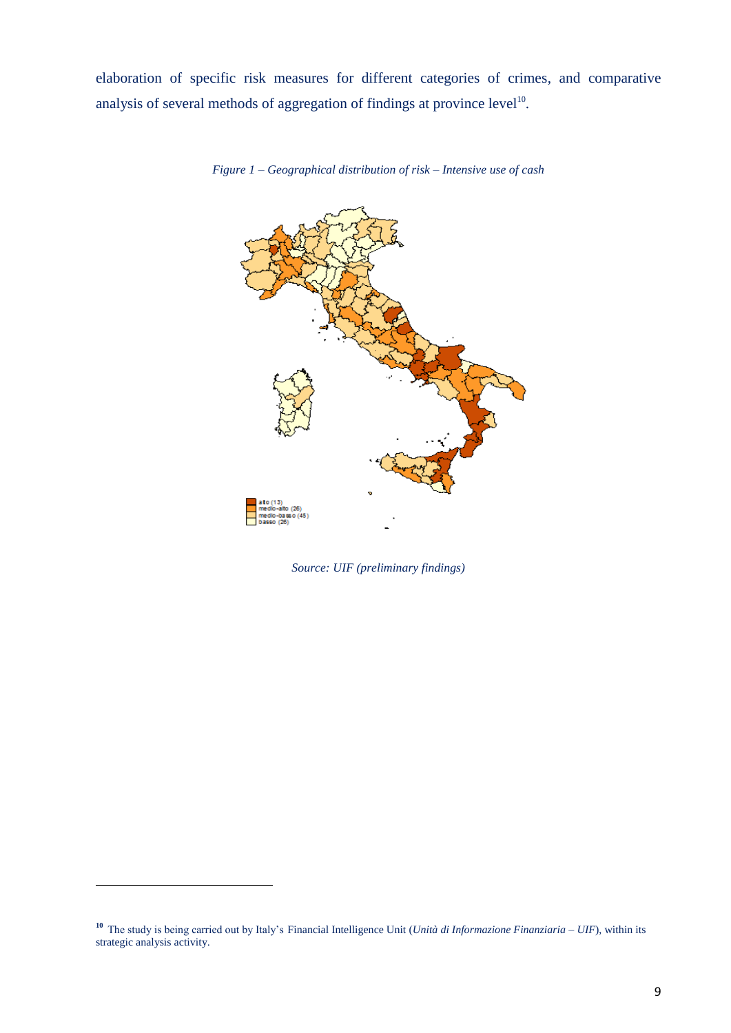elaboration of specific risk measures for different categories of crimes, and comparative analysis of several methods of aggregation of findings at province level[10].

*Figure 1 – Geographical distribution of risk – Intensive use of cash*

alto (13)
medio-alto (26)
medio-basso (45)
basso (26)

*Source: UIF (preliminary findings)*

---

[10] The study is being carried out by Italy's Financial Intelligence Unit (*Unità di Informazione Finanziaria – UIF*), within its strategic analysis activity.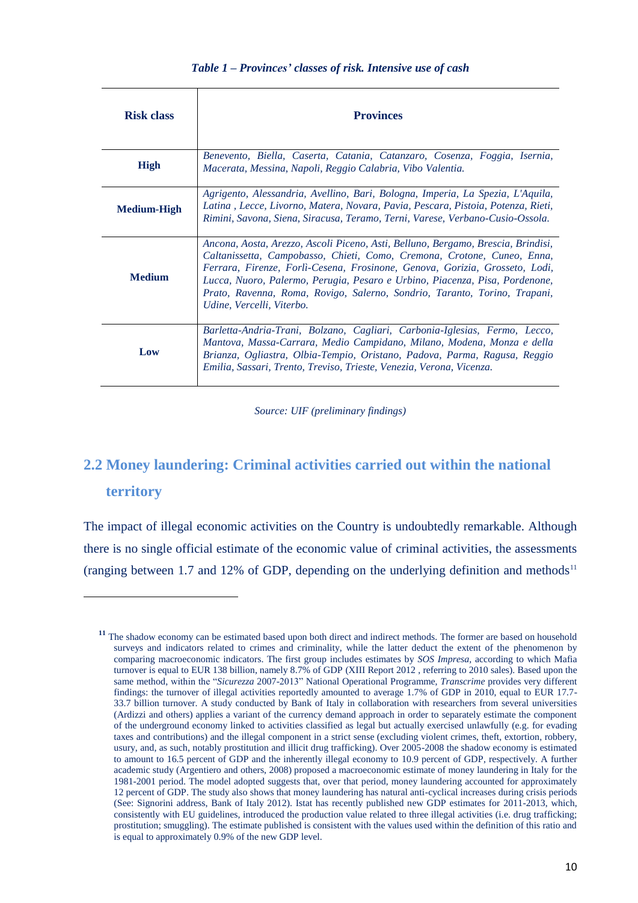*Table 1 – Provinces' classes of risk. Intensive use of cash*

| Risk class | Provinces |
|---|---|
| **High** | *Benevento, Biella, Caserta, Catania, Catanzaro, Cosenza, Foggia, Isernia, Macerata, Messina, Napoli, Reggio Calabria, Vibo Valentia.* |
| **Medium-High** | *Agrigento, Alessandria, Avellino, Bari, Bologna, Imperia, La Spezia, L'Aquila, Latina , Lecce, Livorno, Matera, Novara, Pavia, Pescara, Pistoia, Potenza, Rieti, Rimini, Savona, Siena, Siracusa, Teramo, Terni, Varese, Verbano-Cusio-Ossola.* |
| **Medium** | *Ancona, Aosta, Arezzo, Ascoli Piceno, Asti, Belluno, Bergamo, Brescia, Brindisi, Caltanissetta, Campobasso, Chieti, Como, Cremona, Crotone, Cuneo, Enna, Ferrara, Firenze, Forlì-Cesena, Frosinone, Genova, Gorizia, Grosseto, Lodi, Lucca, Nuoro, Palermo, Perugia, Pesaro e Urbino, Piacenza, Pisa, Pordenone, Prato, Ravenna, Roma, Rovigo, Salerno, Sondrio, Taranto, Torino, Trapani, Udine, Vercelli, Viterbo.* |
| **Low** | *Barletta-Andria-Trani, Bolzano, Cagliari, Carbonia-Iglesias, Fermo, Lecco, Mantova, Massa-Carrara, Medio Campidano, Milano, Modena, Monza e della Brianza, Ogliastra, Olbia-Tempio, Oristano, Padova, Parma, Ragusa, Reggio Emilia, Sassari, Trento, Treviso, Trieste, Venezia, Verona, Vicenza.* |

*Source: UIF (preliminary findings)*

## 2.2 Money laundering: Criminal activities carried out within the national territory

The impact of illegal economic activities on the Country is undoubtedly remarkable. Although there is no single official estimate of the economic value of criminal activities, the assessments (ranging between 1.7 and 12% of GDP, depending on the underlying definition and methods[11]

---

[11] The shadow economy can be estimated based upon both direct and indirect methods. The former are based on household surveys and indicators related to crimes and criminality, while the latter deduct the extent of the phenomenon by comparing macroeconomic indicators. The first group includes estimates by *SOS Impresa*, according to which Mafia turnover is equal to EUR 138 billion, namely 8.7% of GDP (XIII Report 2012 , referring to 2010 sales). Based upon the same method, within the "*Sicurezza* 2007-2013" National Operational Programme, *Transcrime* provides very different findings: the turnover of illegal activities reportedly amounted to average 1.7% of GDP in 2010, equal to EUR 17.7-33.7 billion turnover. A study conducted by Bank of Italy in collaboration with researchers from several universities (Ardizzi and others) applies a variant of the currency demand approach in order to separately estimate the component of the underground economy linked to activities classified as legal but actually exercised unlawfully (e.g. for evading taxes and contributions) and the illegal component in a strict sense (excluding violent crimes, theft, extortion, robbery, usury, and, as such, notably prostitution and illicit drug trafficking). Over 2005-2008 the shadow economy is estimated to amount to 16.5 percent of GDP and the inherently illegal economy to 10.9 percent of GDP, respectively. A further academic study (Argentiero and others, 2008) proposed a macroeconomic estimate of money laundering in Italy for the 1981-2001 period. The model adopted suggests that, over that period, money laundering accounted for approximately 12 percent of GDP. The study also shows that money laundering has natural anti-cyclical increases during crisis periods (See: Signorini address, Bank of Italy 2012). Istat has recently published new GDP estimates for 2011-2013, which, consistently with EU guidelines, introduced the production value related to three illegal activities (i.e. drug trafficking; prostitution; smuggling). The estimate published is consistent with the values used within the definition of this ratio and is equal to approximately 0.9% of the new GDP level.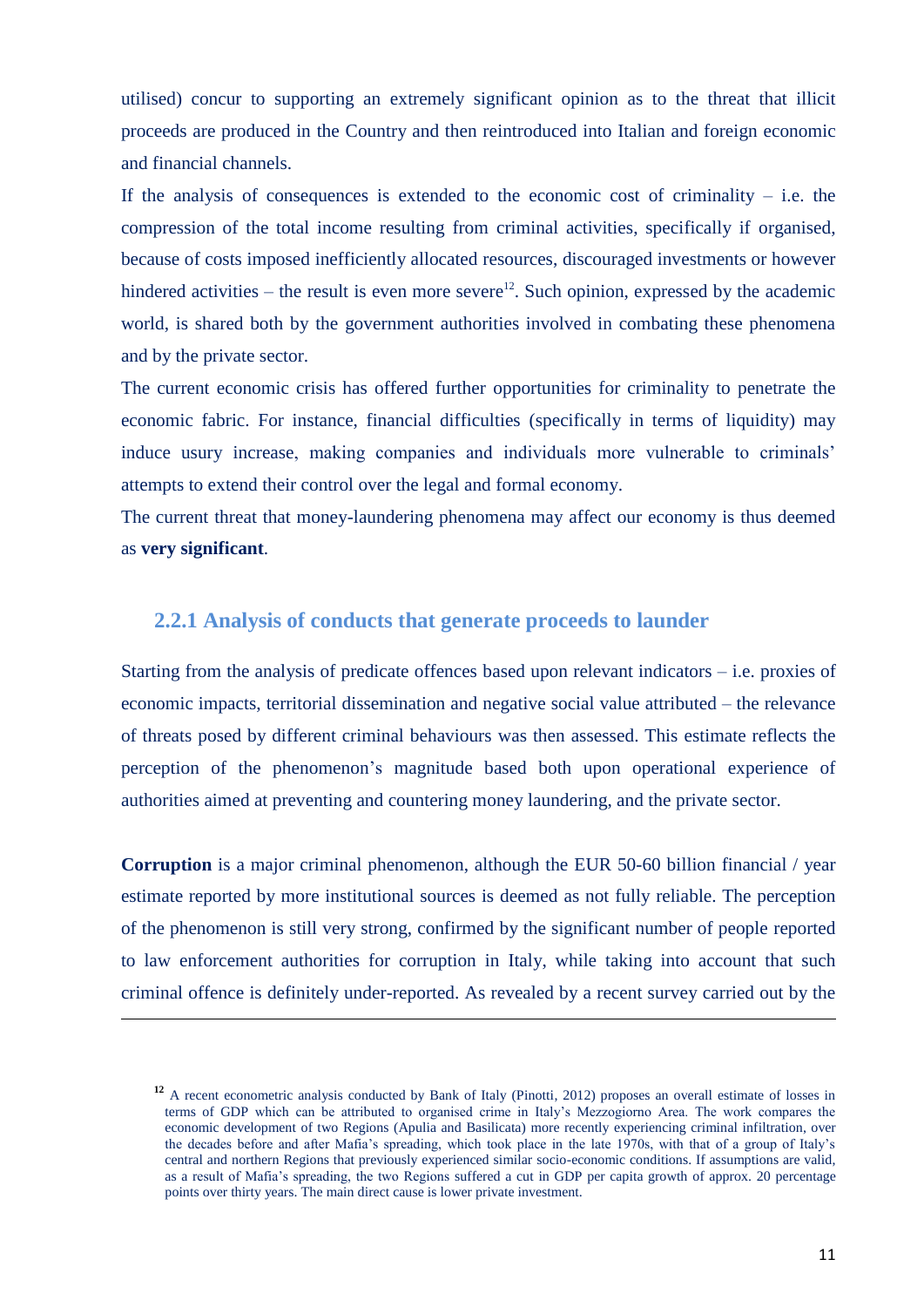utilised) concur to supporting an extremely significant opinion as to the threat that illicit proceeds are produced in the Country and then reintroduced into Italian and foreign economic and financial channels.

If the analysis of consequences is extended to the economic cost of criminality – i.e. the compression of the total income resulting from criminal activities, specifically if organised, because of costs imposed inefficiently allocated resources, discouraged investments or however hindered activities – the result is even more severe[12]. Such opinion, expressed by the academic world, is shared both by the government authorities involved in combating these phenomena and by the private sector.

The current economic crisis has offered further opportunities for criminality to penetrate the economic fabric. For instance, financial difficulties (specifically in terms of liquidity) may induce usury increase, making companies and individuals more vulnerable to criminals' attempts to extend their control over the legal and formal economy.

The current threat that money-laundering phenomena may affect our economy is thus deemed as **very significant**.

### 2.2.1 Analysis of conducts that generate proceeds to launder

Starting from the analysis of predicate offences based upon relevant indicators – i.e. proxies of economic impacts, territorial dissemination and negative social value attributed – the relevance of threats posed by different criminal behaviours was then assessed. This estimate reflects the perception of the phenomenon's magnitude based both upon operational experience of authorities aimed at preventing and countering money laundering, and the private sector.

**Corruption** is a major criminal phenomenon, although the EUR 50-60 billion financial / year estimate reported by more institutional sources is deemed as not fully reliable. The perception of the phenomenon is still very strong, confirmed by the significant number of people reported to law enforcement authorities for corruption in Italy, while taking into account that such criminal offence is definitely under-reported. As revealed by a recent survey carried out by the

---

[12] A recent econometric analysis conducted by Bank of Italy (Pinotti, 2012) proposes an overall estimate of losses in terms of GDP which can be attributed to organised crime in Italy's Mezzogiorno Area. The work compares the economic development of two Regions (Apulia and Basilicata) more recently experiencing criminal infiltration, over the decades before and after Mafia's spreading, which took place in the late 1970s, with that of a group of Italy's central and northern Regions that previously experienced similar socio-economic conditions. If assumptions are valid, as a result of Mafia's spreading, the two Regions suffered a cut in GDP per capita growth of approx. 20 percentage points over thirty years. The main direct cause is lower private investment.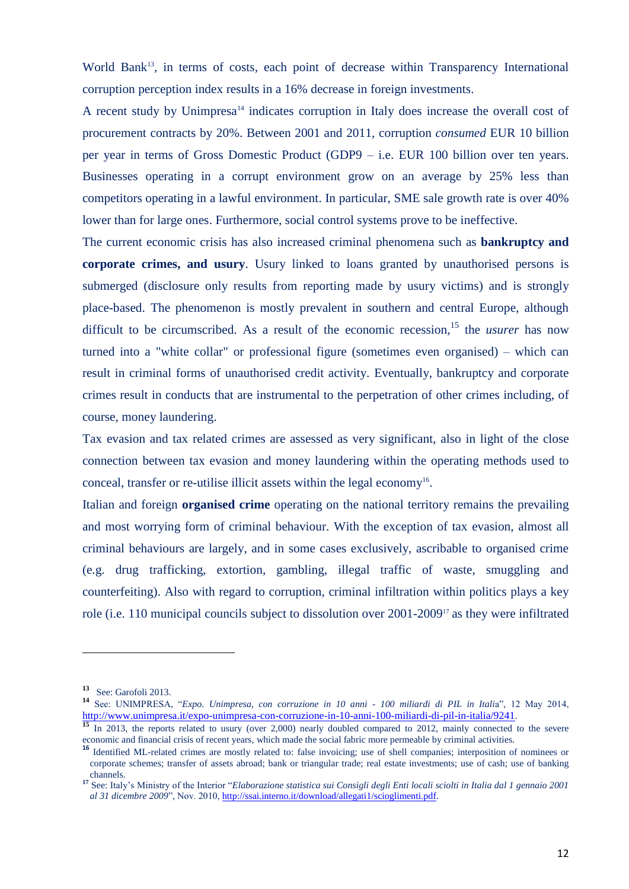World Bank[13], in terms of costs, each point of decrease within Transparency International corruption perception index results in a 16% decrease in foreign investments.

A recent study by Unimpresa[14] indicates corruption in Italy does increase the overall cost of procurement contracts by 20%. Between 2001 and 2011, corruption *consumed* EUR 10 billion per year in terms of Gross Domestic Product (GDP9 – i.e. EUR 100 billion over ten years. Businesses operating in a corrupt environment grow on an average by 25% less than competitors operating in a lawful environment. In particular, SME sale growth rate is over 40% lower than for large ones. Furthermore, social control systems prove to be ineffective.

The current economic crisis has also increased criminal phenomena such as **bankruptcy and corporate crimes, and usury**. Usury linked to loans granted by unauthorised persons is submerged (disclosure only results from reporting made by usury victims) and is strongly place-based. The phenomenon is mostly prevalent in southern and central Europe, although difficult to be circumscribed. As a result of the economic recession,[15] the *usurer* has now turned into a "white collar" or professional figure (sometimes even organised) – which can result in criminal forms of unauthorised credit activity. Eventually, bankruptcy and corporate crimes result in conducts that are instrumental to the perpetration of other crimes including, of course, money laundering.

Tax evasion and tax related crimes are assessed as very significant, also in light of the close connection between tax evasion and money laundering within the operating methods used to conceal, transfer or re-utilise illicit assets within the legal economy[16].

Italian and foreign **organised crime** operating on the national territory remains the prevailing and most worrying form of criminal behaviour. With the exception of tax evasion, almost all criminal behaviours are largely, and in some cases exclusively, ascribable to organised crime (e.g. drug trafficking, extortion, gambling, illegal traffic of waste, smuggling and counterfeiting). Also with regard to corruption, criminal infiltration within politics plays a key role (i.e. 110 municipal councils subject to dissolution over 2001-2009[17] as they were infiltrated

---

[13] See: Garofoli 2013.

[14] See: UNIMPRESA, "*Expo. Unimpresa, con corruzione in 10 anni - 100 miliardi di PIL in Italia*", 12 May 2014, http://www.unimpresa.it/expo-unimpresa-con-corruzione-in-10-anni-100-miliardi-di-pil-in-italia/9241.

[15] In 2013, the reports related to usury (over 2,000) nearly doubled compared to 2012, mainly connected to the severe economic and financial crisis of recent years, which made the social fabric more permeable by criminal activities.

[16] Identified ML-related crimes are mostly related to: false invoicing; use of shell companies; interposition of nominees or corporate schemes; transfer of assets abroad; bank or triangular trade; real estate investments; use of cash; use of banking channels.

[17] See: Italy's Ministry of the Interior "*Elaborazione statistica sui Consigli degli Enti locali sciolti in Italia dal 1 gennaio 2001 al 31 dicembre 2009*", Nov. 2010, http://ssai.interno.it/download/allegati1/scioglimenti.pdf.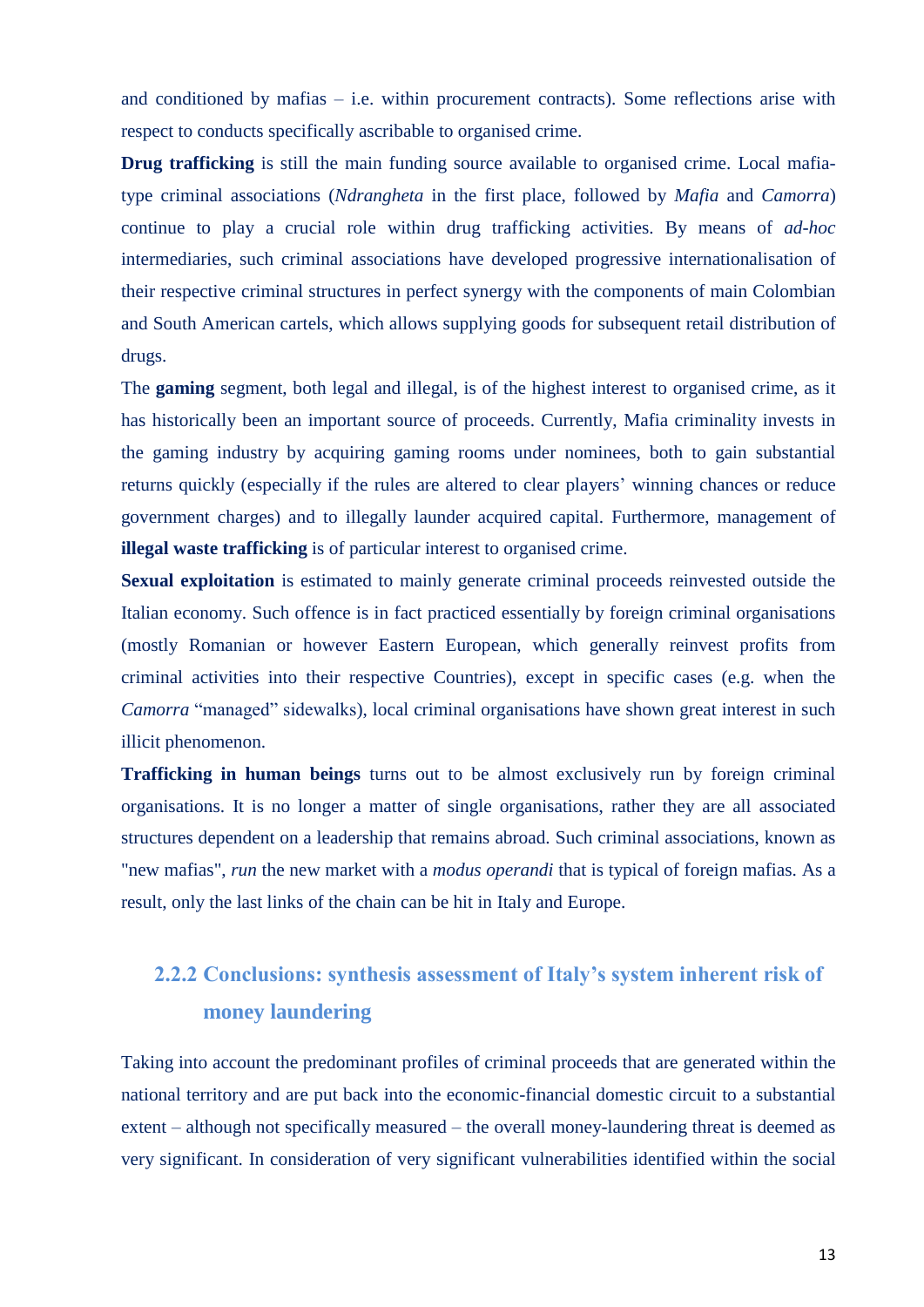and conditioned by mafias – i.e. within procurement contracts). Some reflections arise with respect to conducts specifically ascribable to organised crime.

**Drug trafficking** is still the main funding source available to organised crime. Local mafia-type criminal associations (*Ndrangheta* in the first place, followed by *Mafia* and *Camorra*) continue to play a crucial role within drug trafficking activities. By means of *ad-hoc* intermediaries, such criminal associations have developed progressive internationalisation of their respective criminal structures in perfect synergy with the components of main Colombian and South American cartels, which allows supplying goods for subsequent retail distribution of drugs.

The **gaming** segment, both legal and illegal, is of the highest interest to organised crime, as it has historically been an important source of proceeds. Currently, Mafia criminality invests in the gaming industry by acquiring gaming rooms under nominees, both to gain substantial returns quickly (especially if the rules are altered to clear players' winning chances or reduce government charges) and to illegally launder acquired capital. Furthermore, management of **illegal waste trafficking** is of particular interest to organised crime.

**Sexual exploitation** is estimated to mainly generate criminal proceeds reinvested outside the Italian economy. Such offence is in fact practiced essentially by foreign criminal organisations (mostly Romanian or however Eastern European, which generally reinvest profits from criminal activities into their respective Countries), except in specific cases (e.g. when the *Camorra* "managed" sidewalks), local criminal organisations have shown great interest in such illicit phenomenon.

**Trafficking in human beings** turns out to be almost exclusively run by foreign criminal organisations. It is no longer a matter of single organisations, rather they are all associated structures dependent on a leadership that remains abroad. Such criminal associations, known as "new mafias", *run* the new market with a *modus operandi* that is typical of foreign mafias. As a result, only the last links of the chain can be hit in Italy and Europe.

### 2.2.2 Conclusions: synthesis assessment of Italy's system inherent risk of money laundering

Taking into account the predominant profiles of criminal proceeds that are generated within the national territory and are put back into the economic-financial domestic circuit to a substantial extent – although not specifically measured – the overall money-laundering threat is deemed as very significant. In consideration of very significant vulnerabilities identified within the social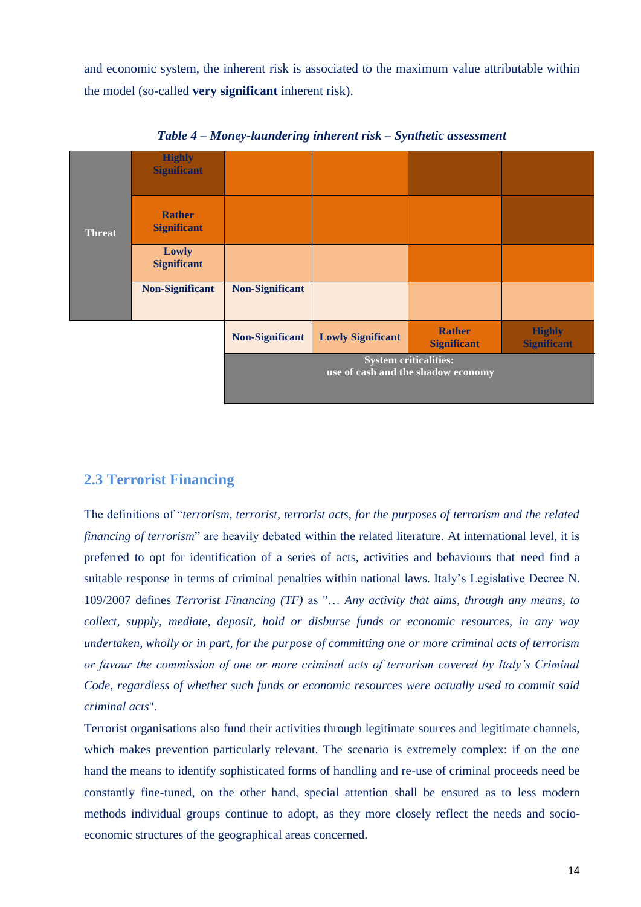and economic system, the inherent risk is associated to the maximum value attributable within the model (so-called **very significant** inherent risk).

***Table 4 – Money-laundering inherent risk – Synthetic assessment***

| | | | | | |
|---|---|---|---|---|---|
| **Threat** | **Highly Significant** | | | | |
| | **Rather Significant** | | | | |
| | **Lowly Significant** | | | | |
| | **Non-Significant** | **Non-Significant** | | | |
| | | **Non-Significant** | **Lowly Significant** | **Rather Significant** | **Highly Significant** |
| | | **System criticalities: use of cash and the shadow economy** | | | |

## 2.3 Terrorist Financing

The definitions of "*terrorism, terrorist, terrorist acts, for the purposes of terrorism and the related financing of terrorism*" are heavily debated within the related literature. At international level, it is preferred to opt for identification of a series of acts, activities and behaviours that need find a suitable response in terms of criminal penalties within national laws. Italy's Legislative Decree N. 109/2007 defines *Terrorist Financing (TF)* as "*… Any activity that aims, through any means, to collect, supply, mediate, deposit, hold or disburse funds or economic resources, in any way undertaken, wholly or in part, for the purpose of committing one or more criminal acts of terrorism or favour the commission of one or more criminal acts of terrorism covered by Italy's Criminal Code, regardless of whether such funds or economic resources were actually used to commit said criminal acts*".

Terrorist organisations also fund their activities through legitimate sources and legitimate channels, which makes prevention particularly relevant. The scenario is extremely complex: if on the one hand the means to identify sophisticated forms of handling and re-use of criminal proceeds need be constantly fine-tuned, on the other hand, special attention shall be ensured as to less modern methods individual groups continue to adopt, as they more closely reflect the needs and socio-economic structures of the geographical areas concerned.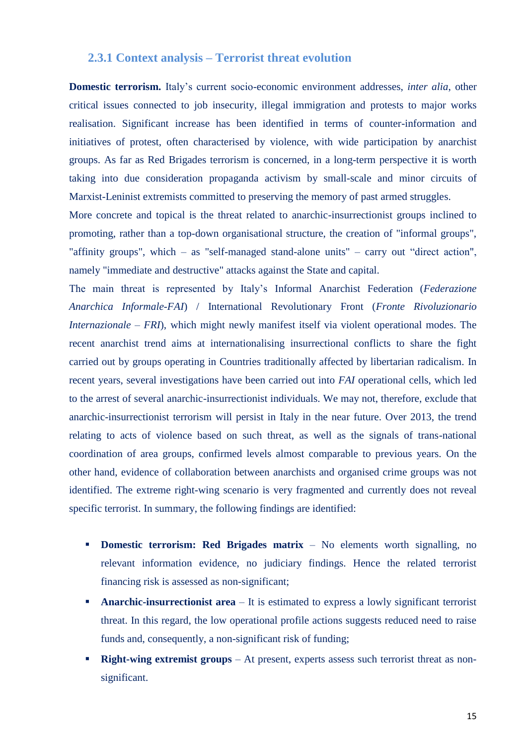### 2.3.1 Context analysis – Terrorist threat evolution

**Domestic terrorism.** Italy's current socio-economic environment addresses, *inter alia*, other critical issues connected to job insecurity, illegal immigration and protests to major works realisation. Significant increase has been identified in terms of counter-information and initiatives of protest, often characterised by violence, with wide participation by anarchist groups. As far as Red Brigades terrorism is concerned, in a long-term perspective it is worth taking into due consideration propaganda activism by small-scale and minor circuits of Marxist-Leninist extremists committed to preserving the memory of past armed struggles.

More concrete and topical is the threat related to anarchic-insurrectionist groups inclined to promoting, rather than a top-down organisational structure, the creation of "informal groups", "affinity groups", which – as "self-managed stand-alone units" – carry out "direct action", namely "immediate and destructive" attacks against the State and capital.

The main threat is represented by Italy's Informal Anarchist Federation (*Federazione Anarchica Informale-FAI*) / International Revolutionary Front (*Fronte Rivoluzionario Internazionale – FRI*), which might newly manifest itself via violent operational modes. The recent anarchist trend aims at internationalising insurrectional conflicts to share the fight carried out by groups operating in Countries traditionally affected by libertarian radicalism. In recent years, several investigations have been carried out into *FAI* operational cells, which led to the arrest of several anarchic-insurrectionist individuals. We may not, therefore, exclude that anarchic-insurrectionist terrorism will persist in Italy in the near future. Over 2013, the trend relating to acts of violence based on such threat, as well as the signals of trans-national coordination of area groups, confirmed levels almost comparable to previous years. On the other hand, evidence of collaboration between anarchists and organised crime groups was not identified. The extreme right-wing scenario is very fragmented and currently does not reveal specific terrorist. In summary, the following findings are identified:

- **Domestic terrorism: Red Brigades matrix** – No elements worth signalling, no relevant information evidence, no judiciary findings. Hence the related terrorist financing risk is assessed as non-significant;
- **Anarchic-insurrectionist area** – It is estimated to express a lowly significant terrorist threat. In this regard, the low operational profile actions suggests reduced need to raise funds and, consequently, a non-significant risk of funding;
- **Right-wing extremist groups** – At present, experts assess such terrorist threat as non-significant.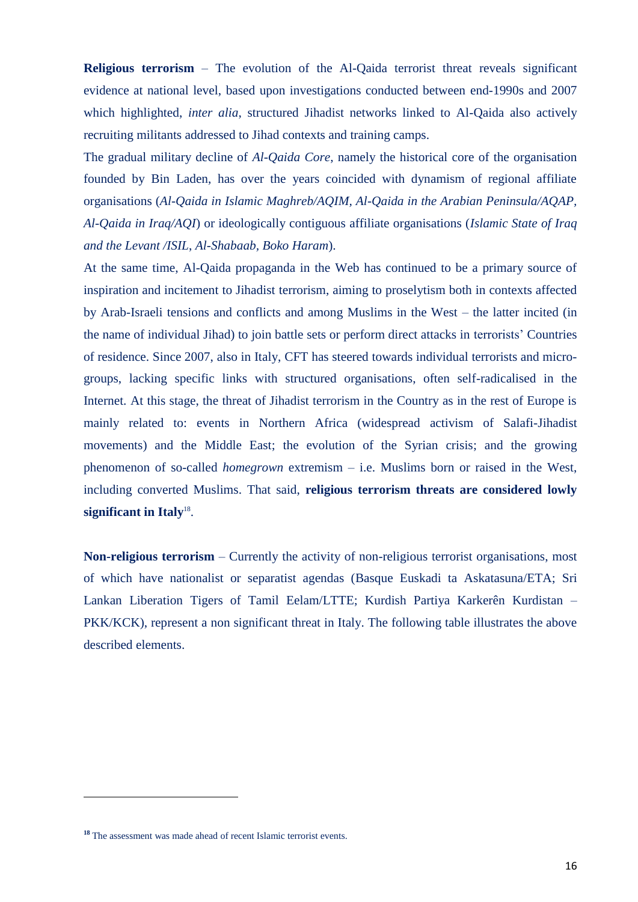**Religious terrorism** – The evolution of the Al-Qaida terrorist threat reveals significant evidence at national level, based upon investigations conducted between end-1990s and 2007 which highlighted, *inter alia*, structured Jihadist networks linked to Al-Qaida also actively recruiting militants addressed to Jihad contexts and training camps.

The gradual military decline of *Al-Qaida Core*, namely the historical core of the organisation founded by Bin Laden, has over the years coincided with dynamism of regional affiliate organisations (*Al-Qaida in Islamic Maghreb/AQIM, Al-Qaida in the Arabian Peninsula/AQAP, Al-Qaida in Iraq/AQI*) or ideologically contiguous affiliate organisations (*Islamic State of Iraq and the Levant /ISIL, Al-Shabaab, Boko Haram*).

At the same time, Al-Qaida propaganda in the Web has continued to be a primary source of inspiration and incitement to Jihadist terrorism, aiming to proselytism both in contexts affected by Arab-Israeli tensions and conflicts and among Muslims in the West – the latter incited (in the name of individual Jihad) to join battle sets or perform direct attacks in terrorists' Countries of residence. Since 2007, also in Italy, CFT has steered towards individual terrorists and micro-groups, lacking specific links with structured organisations, often self-radicalised in the Internet. At this stage, the threat of Jihadist terrorism in the Country as in the rest of Europe is mainly related to: events in Northern Africa (widespread activism of Salafi-Jihadist movements) and the Middle East; the evolution of the Syrian crisis; and the growing phenomenon of so-called *homegrown* extremism – i.e. Muslims born or raised in the West, including converted Muslims. That said, **religious terrorism threats are considered lowly significant in Italy**[18].

**Non-religious terrorism** – Currently the activity of non-religious terrorist organisations, most of which have nationalist or separatist agendas (Basque Euskadi ta Askatasuna/ETA; Sri Lankan Liberation Tigers of Tamil Eelam/LTTE; Kurdish Partiya Karkerên Kurdistan – PKK/KCK), represent a non significant threat in Italy. The following table illustrates the above described elements.

---

[18] The assessment was made ahead of recent Islamic terrorist events.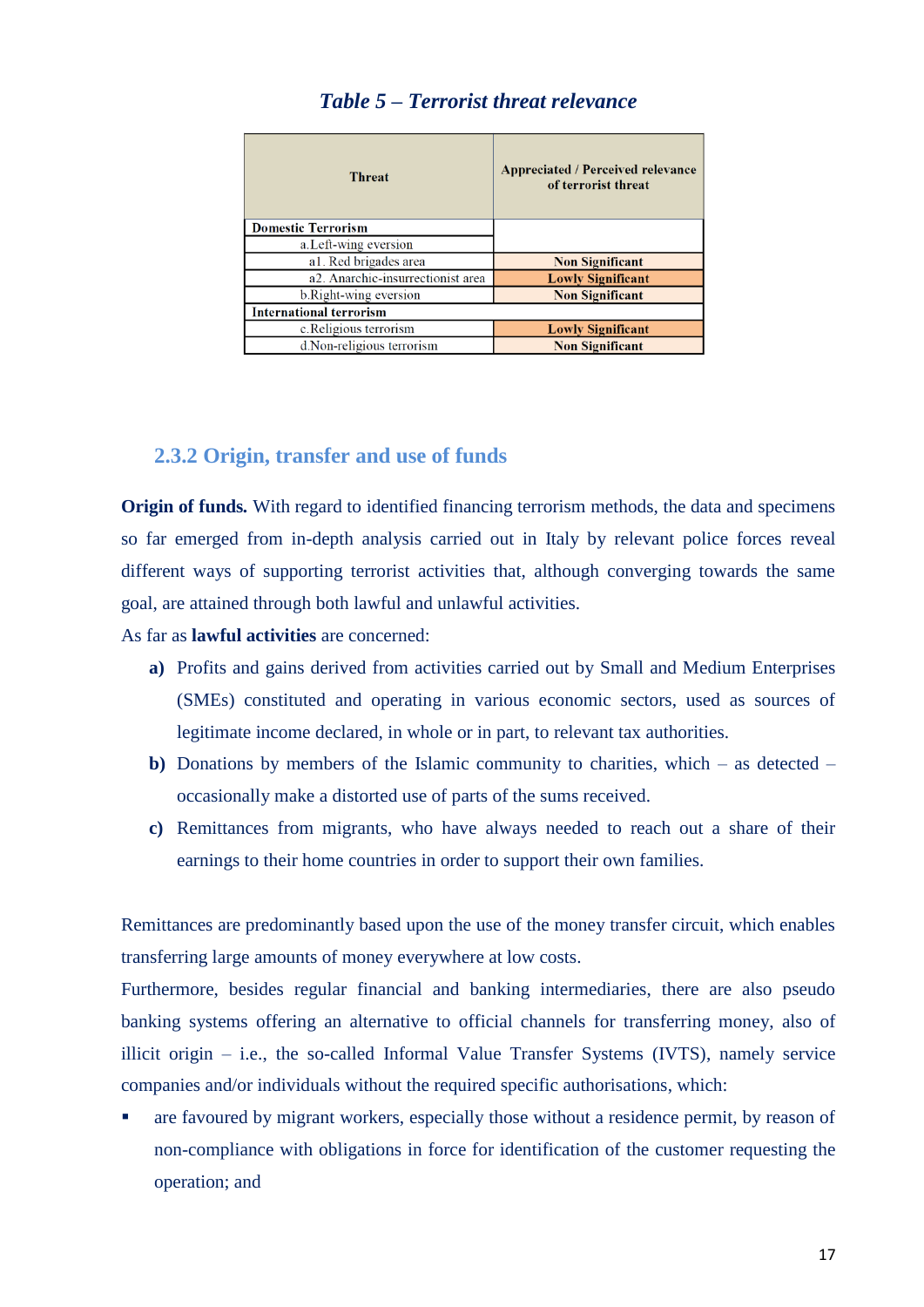*Table 5 – Terrorist threat relevance*

| Threat | Appreciated / Perceived relevance of terrorist threat |
|---|---|
| **Domestic Terrorism** | |
| a.Left-wing eversion | |
| a1. Red brigades area | **Non Significant** |
| a2. Anarchic-insurrectionist area | **Lowly Significant** |
| b.Right-wing eversion | **Non Significant** |
| **International terrorism** | |
| c.Religious terrorism | **Lowly Significant** |
| d.Non-religious terrorism | **Non Significant** |

### 2.3.2 Origin, transfer and use of funds

**Origin of funds.** With regard to identified financing terrorism methods, the data and specimens so far emerged from in-depth analysis carried out in Italy by relevant police forces reveal different ways of supporting terrorist activities that, although converging towards the same goal, are attained through both lawful and unlawful activities.

As far as **lawful activities** are concerned:

**a)** Profits and gains derived from activities carried out by Small and Medium Enterprises (SMEs) constituted and operating in various economic sectors, used as sources of legitimate income declared, in whole or in part, to relevant tax authorities.

**b)** Donations by members of the Islamic community to charities, which – as detected – occasionally make a distorted use of parts of the sums received.

**c)** Remittances from migrants, who have always needed to reach out a share of their earnings to their home countries in order to support their own families.

Remittances are predominantly based upon the use of the money transfer circuit, which enables transferring large amounts of money everywhere at low costs.

Furthermore, besides regular financial and banking intermediaries, there are also pseudo banking systems offering an alternative to official channels for transferring money, also of illicit origin – i.e., the so-called Informal Value Transfer Systems (IVTS), namely service companies and/or individuals without the required specific authorisations, which:

- are favoured by migrant workers, especially those without a residence permit, by reason of non-compliance with obligations in force for identification of the customer requesting the operation; and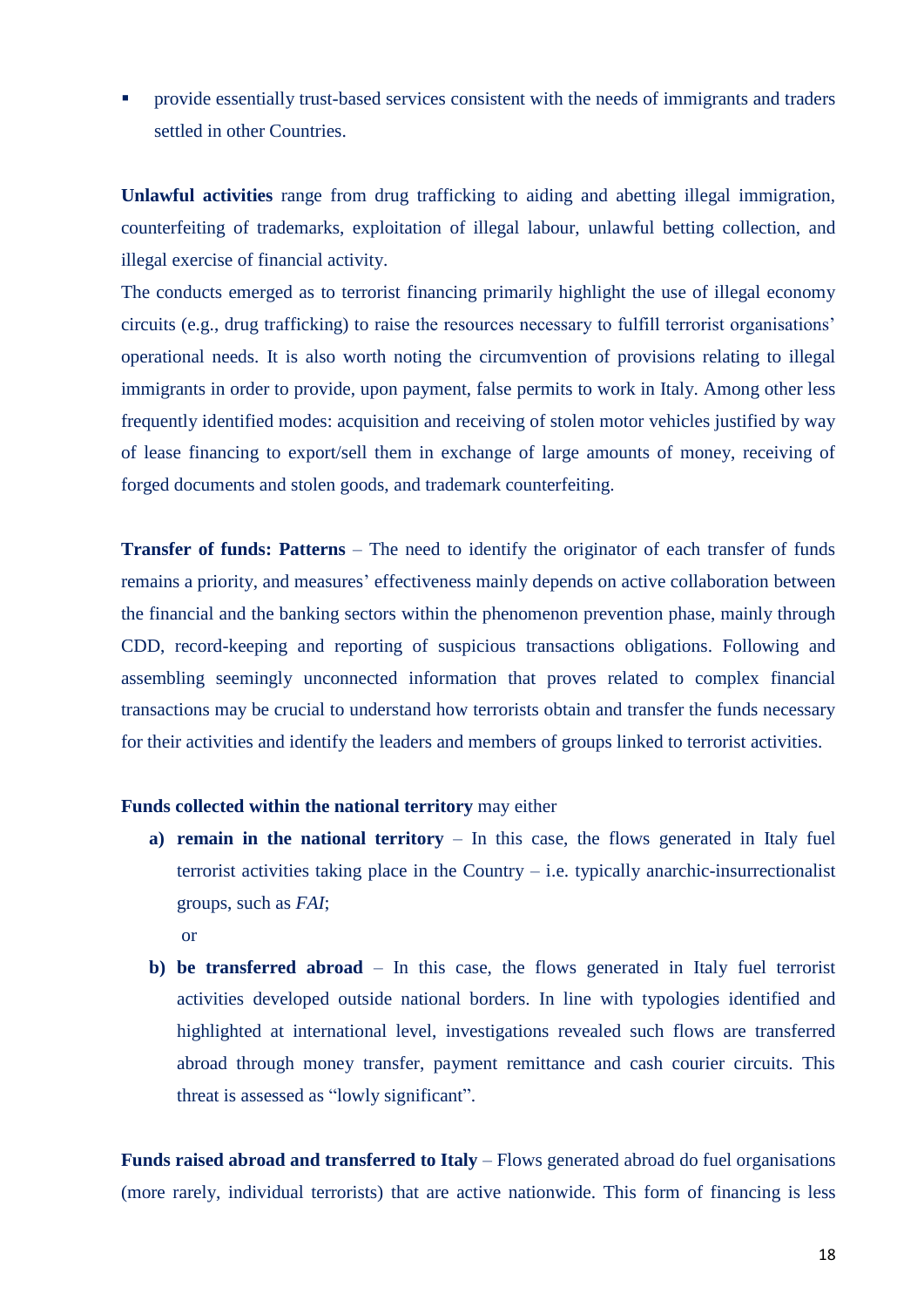- provide essentially trust-based services consistent with the needs of immigrants and traders settled in other Countries.

**Unlawful activities** range from drug trafficking to aiding and abetting illegal immigration, counterfeiting of trademarks, exploitation of illegal labour, unlawful betting collection, and illegal exercise of financial activity.

The conducts emerged as to terrorist financing primarily highlight the use of illegal economy circuits (e.g., drug trafficking) to raise the resources necessary to fulfill terrorist organisations' operational needs. It is also worth noting the circumvention of provisions relating to illegal immigrants in order to provide, upon payment, false permits to work in Italy. Among other less frequently identified modes: acquisition and receiving of stolen motor vehicles justified by way of lease financing to export/sell them in exchange of large amounts of money, receiving of forged documents and stolen goods, and trademark counterfeiting.

**Transfer of funds: Patterns** – The need to identify the originator of each transfer of funds remains a priority, and measures' effectiveness mainly depends on active collaboration between the financial and the banking sectors within the phenomenon prevention phase, mainly through CDD, record-keeping and reporting of suspicious transactions obligations. Following and assembling seemingly unconnected information that proves related to complex financial transactions may be crucial to understand how terrorists obtain and transfer the funds necessary for their activities and identify the leaders and members of groups linked to terrorist activities.

**Funds collected within the national territory** may either

a) **remain in the national territory** – In this case, the flows generated in Italy fuel terrorist activities taking place in the Country – i.e. typically anarchic-insurrectionalist groups, such as *FAI*;

   or

b) **be transferred abroad** – In this case, the flows generated in Italy fuel terrorist activities developed outside national borders. In line with typologies identified and highlighted at international level, investigations revealed such flows are transferred abroad through money transfer, payment remittance and cash courier circuits. This threat is assessed as "lowly significant".

**Funds raised abroad and transferred to Italy** – Flows generated abroad do fuel organisations (more rarely, individual terrorists) that are active nationwide. This form of financing is less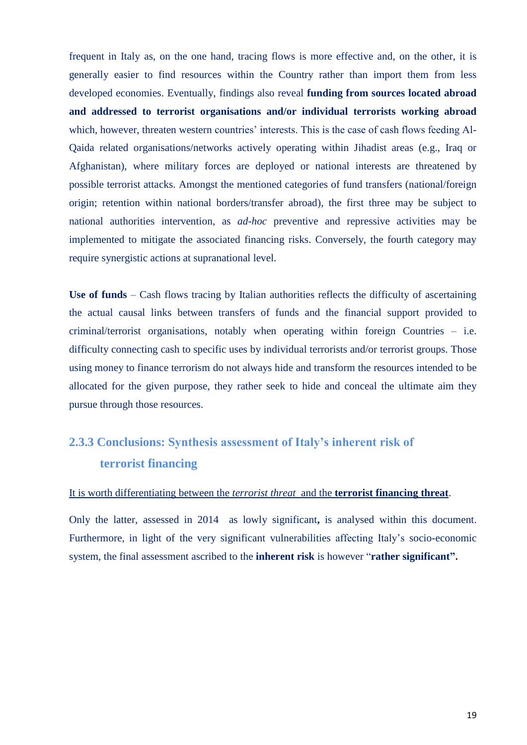frequent in Italy as, on the one hand, tracing flows is more effective and, on the other, it is generally easier to find resources within the Country rather than import them from less developed economies. Eventually, findings also reveal **funding from sources located abroad and addressed to terrorist organisations and/or individual terrorists working abroad** which, however, threaten western countries' interests. This is the case of cash flows feeding Al-Qaida related organisations/networks actively operating within Jihadist areas (e.g., Iraq or Afghanistan), where military forces are deployed or national interests are threatened by possible terrorist attacks. Amongst the mentioned categories of fund transfers (national/foreign origin; retention within national borders/transfer abroad), the first three may be subject to national authorities intervention, as *ad-hoc* preventive and repressive activities may be implemented to mitigate the associated financing risks. Conversely, the fourth category may require synergistic actions at supranational level.

**Use of funds** – Cash flows tracing by Italian authorities reflects the difficulty of ascertaining the actual causal links between transfers of funds and the financial support provided to criminal/terrorist organisations, notably when operating within foreign Countries – i.e. difficulty connecting cash to specific uses by individual terrorists and/or terrorist groups. Those using money to finance terrorism do not always hide and transform the resources intended to be allocated for the given purpose, they rather seek to hide and conceal the ultimate aim they pursue through those resources.

### 2.3.3 Conclusions: Synthesis assessment of Italy's inherent risk of terrorist financing

It is worth differentiating between the *terrorist threat* and the **terrorist financing threat**.

Only the latter, assessed in 2014 as lowly significant**,** is analysed within this document. Furthermore, in light of the very significant vulnerabilities affecting Italy's socio-economic system, the final assessment ascribed to the **inherent risk** is however "**rather significant".**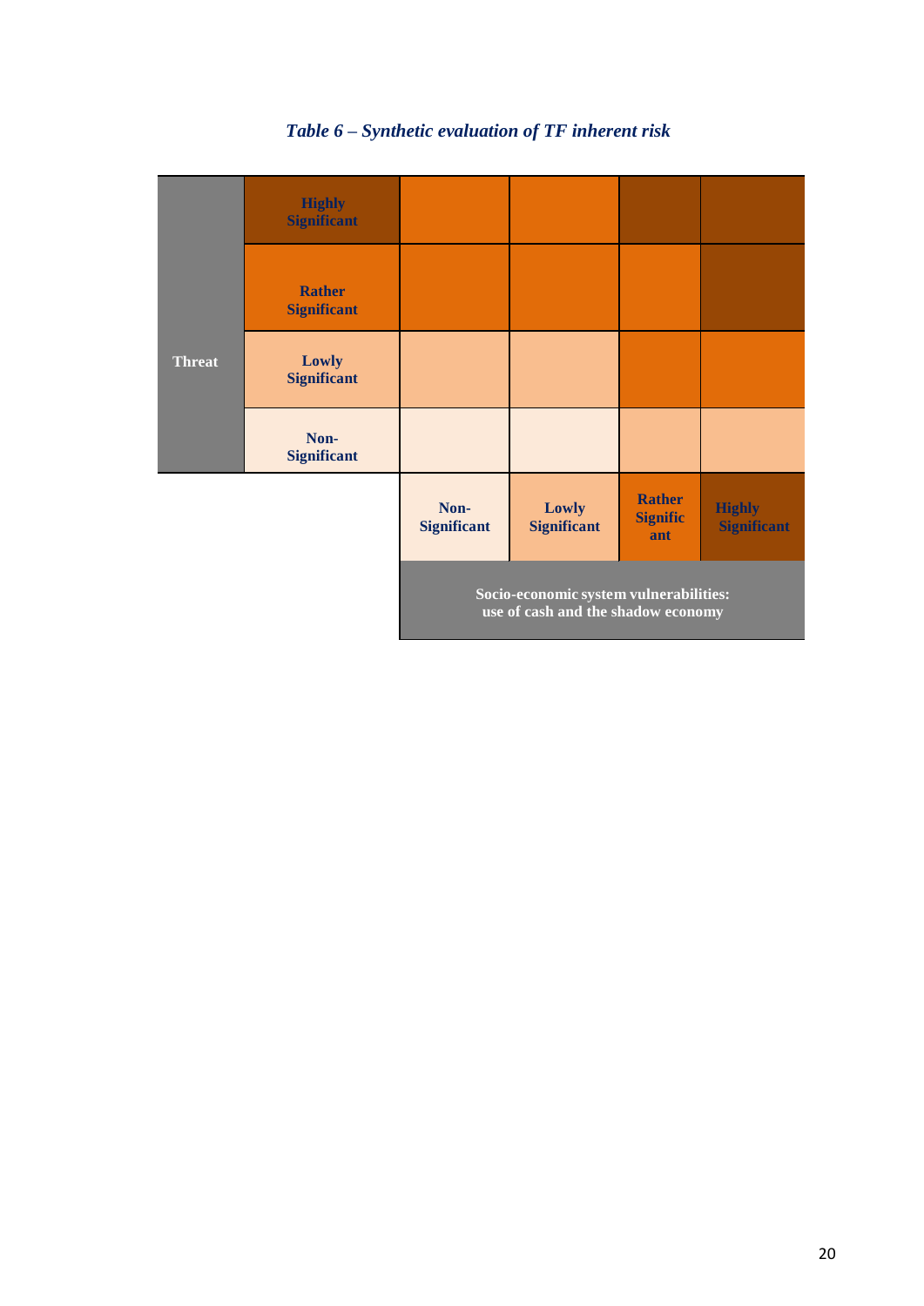*Table 6 – Synthetic evaluation of TF inherent risk*

| Threat | | | | | |
|---|---|---|---|---|---|
| | Highly Significant | | | | |
| | Rather Significant | | | | |
| | Lowly Significant | | | | |
| | Non-Significant | | | | |
| | | Non-Significant | Lowly Significant | Rather Significant | Highly Significant |
| | | Socio-economic system vulnerabilities: use of cash and the shadow economy | | | |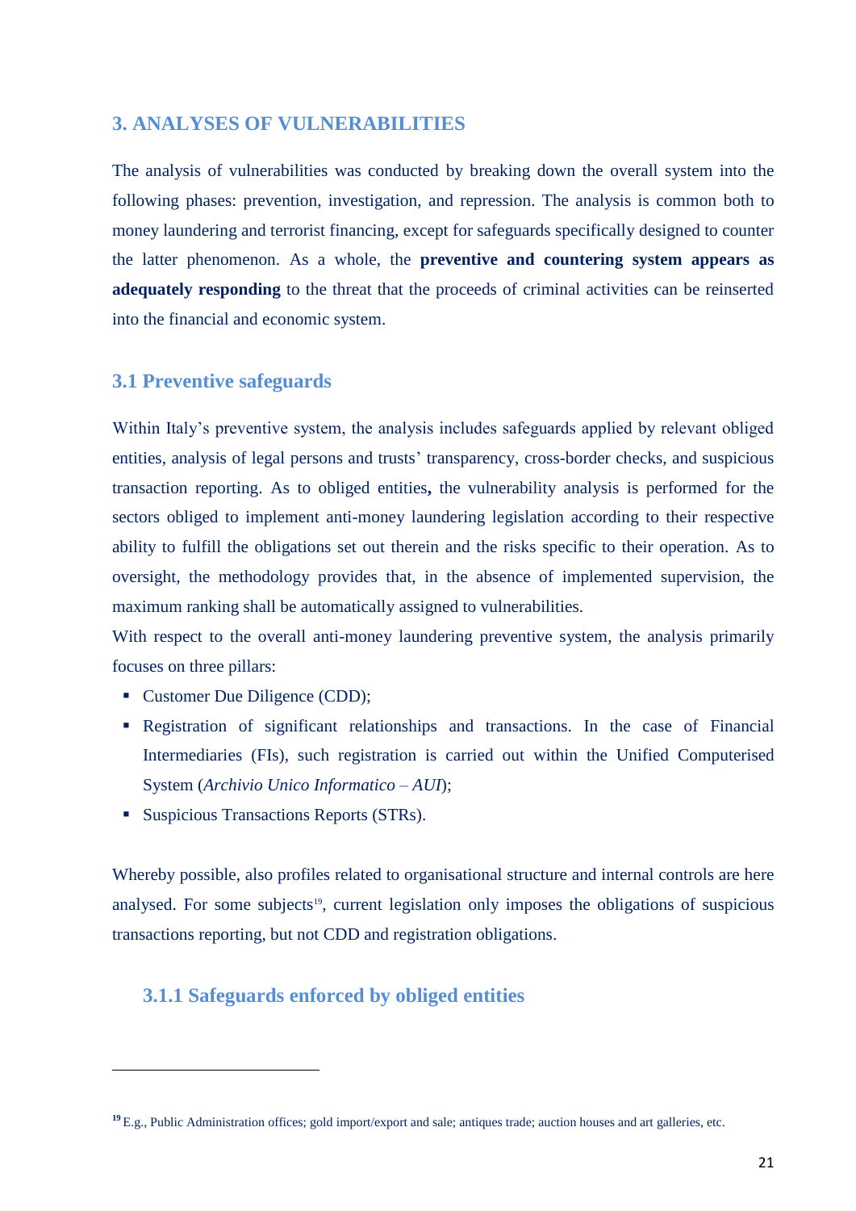## 3. ANALYSES OF VULNERABILITIES

The analysis of vulnerabilities was conducted by breaking down the overall system into the following phases: prevention, investigation, and repression. The analysis is common both to money laundering and terrorist financing, except for safeguards specifically designed to counter the latter phenomenon. As a whole, the **preventive and countering system appears as adequately responding** to the threat that the proceeds of criminal activities can be reinserted into the financial and economic system.

### 3.1 Preventive safeguards

Within Italy's preventive system, the analysis includes safeguards applied by relevant obliged entities, analysis of legal persons and trusts' transparency, cross-border checks, and suspicious transaction reporting. As to obliged entities**,** the vulnerability analysis is performed for the sectors obliged to implement anti-money laundering legislation according to their respective ability to fulfill the obligations set out therein and the risks specific to their operation. As to oversight, the methodology provides that, in the absence of implemented supervision, the maximum ranking shall be automatically assigned to vulnerabilities.

With respect to the overall anti-money laundering preventive system, the analysis primarily focuses on three pillars:

- Customer Due Diligence (CDD);
- Registration of significant relationships and transactions. In the case of Financial Intermediaries (FIs), such registration is carried out within the Unified Computerised System (*Archivio Unico Informatico – AUI*);
- Suspicious Transactions Reports (STRs).

Whereby possible, also profiles related to organisational structure and internal controls are here analysed. For some subjects[19], current legislation only imposes the obligations of suspicious transactions reporting, but not CDD and registration obligations.

#### 3.1.1 Safeguards enforced by obliged entities

[19] E.g., Public Administration offices; gold import/export and sale; antiques trade; auction houses and art galleries, etc.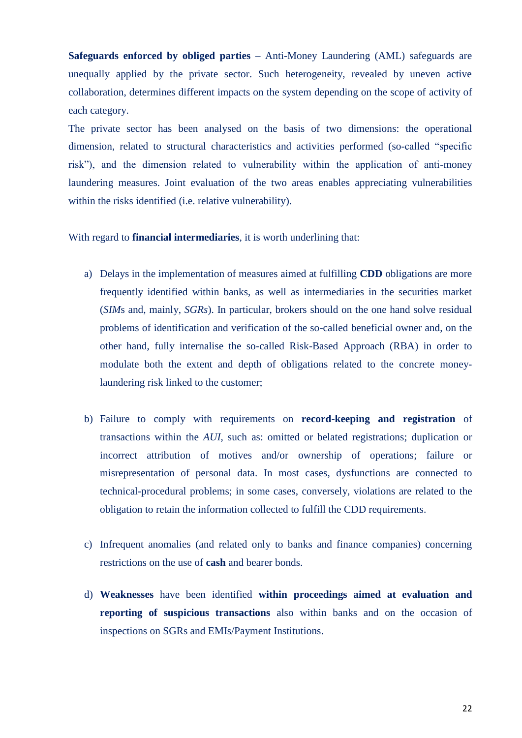**Safeguards enforced by obliged parties** – Anti-Money Laundering (AML) safeguards are unequally applied by the private sector. Such heterogeneity, revealed by uneven active collaboration, determines different impacts on the system depending on the scope of activity of each category.

The private sector has been analysed on the basis of two dimensions: the operational dimension, related to structural characteristics and activities performed (so-called "specific risk"), and the dimension related to vulnerability within the application of anti-money laundering measures. Joint evaluation of the two areas enables appreciating vulnerabilities within the risks identified (i.e. relative vulnerability).

With regard to **financial intermediaries**, it is worth underlining that:

a) Delays in the implementation of measures aimed at fulfilling **CDD** obligations are more frequently identified within banks, as well as intermediaries in the securities market (*SIM*s and, mainly, *SGRs*). In particular, brokers should on the one hand solve residual problems of identification and verification of the so-called beneficial owner and, on the other hand, fully internalise the so-called Risk-Based Approach (RBA) in order to modulate both the extent and depth of obligations related to the concrete money-laundering risk linked to the customer;

b) Failure to comply with requirements on **record-keeping and registration** of transactions within the *AUI*, such as: omitted or belated registrations; duplication or incorrect attribution of motives and/or ownership of operations; failure or misrepresentation of personal data. In most cases, dysfunctions are connected to technical-procedural problems; in some cases, conversely, violations are related to the obligation to retain the information collected to fulfill the CDD requirements.

c) Infrequent anomalies (and related only to banks and finance companies) concerning restrictions on the use of **cash** and bearer bonds.

d) **Weaknesses** have been identified **within proceedings aimed at evaluation and reporting of suspicious transactions** also within banks and on the occasion of inspections on SGRs and EMIs/Payment Institutions.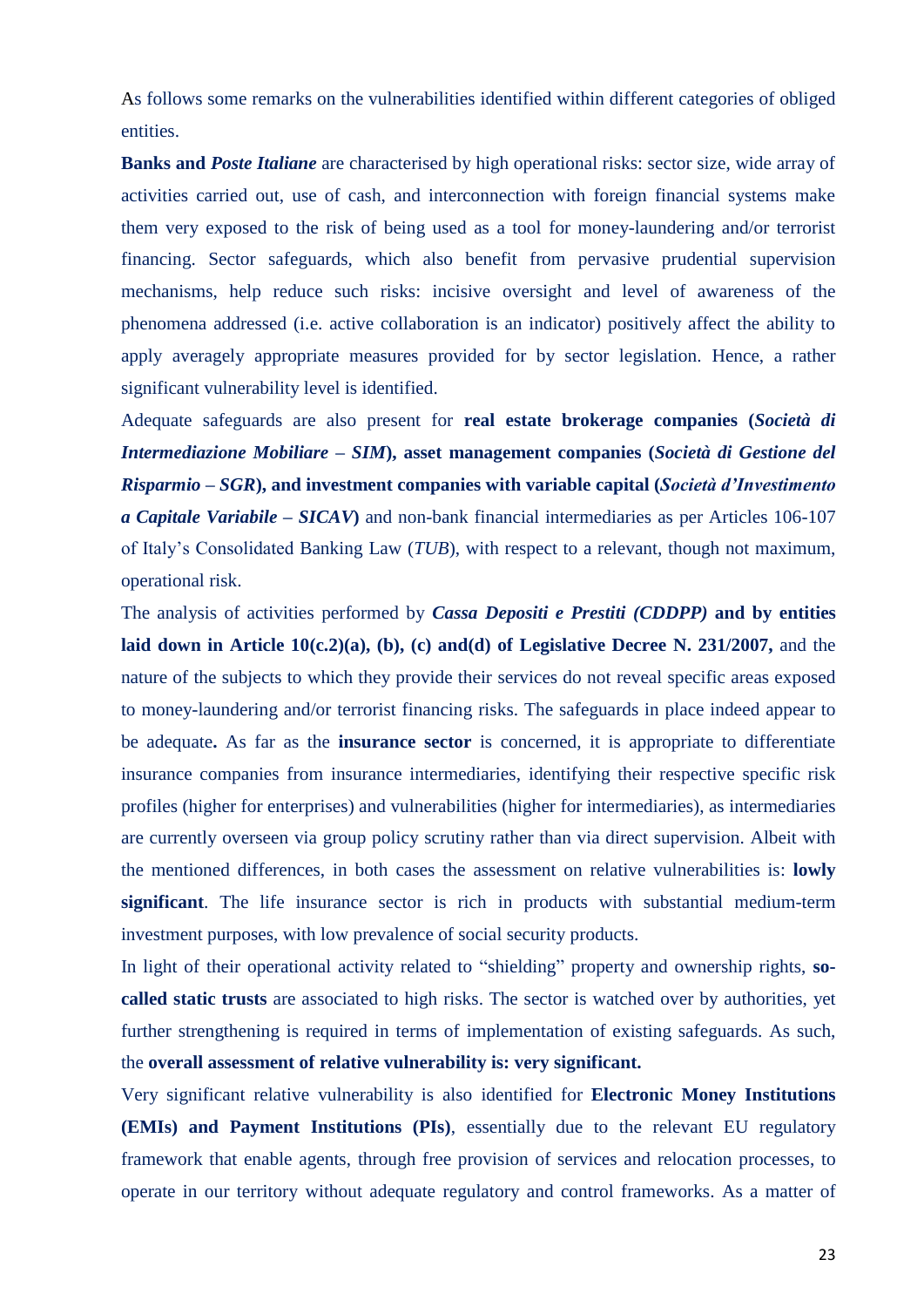As follows some remarks on the vulnerabilities identified within different categories of obliged entities.

**Banks and *Poste Italiane*** are characterised by high operational risks: sector size, wide array of activities carried out, use of cash, and interconnection with foreign financial systems make them very exposed to the risk of being used as a tool for money-laundering and/or terrorist financing. Sector safeguards, which also benefit from pervasive prudential supervision mechanisms, help reduce such risks: incisive oversight and level of awareness of the phenomena addressed (i.e. active collaboration is an indicator) positively affect the ability to apply averagely appropriate measures provided for by sector legislation. Hence, a rather significant vulnerability level is identified.

Adequate safeguards are also present for **real estate brokerage companies (*Società di Intermediazione Mobiliare – SIM*), asset management companies (*Società di Gestione del Risparmio – SGR*), and investment companies with variable capital (*Società d'Investimento a Capitale Variabile – SICAV*)** and non-bank financial intermediaries as per Articles 106-107 of Italy's Consolidated Banking Law (*TUB*), with respect to a relevant, though not maximum, operational risk.

The analysis of activities performed by ***Cassa Depositi e Prestiti (CDDPP)* and by entities laid down in Article 10(c.2)(a), (b), (c) and(d) of Legislative Decree N. 231/2007,** and the nature of the subjects to which they provide their services do not reveal specific areas exposed to money-laundering and/or terrorist financing risks. The safeguards in place indeed appear to be adequate**.** As far as the **insurance sector** is concerned, it is appropriate to differentiate insurance companies from insurance intermediaries, identifying their respective specific risk profiles (higher for enterprises) and vulnerabilities (higher for intermediaries), as intermediaries are currently overseen via group policy scrutiny rather than via direct supervision. Albeit with the mentioned differences, in both cases the assessment on relative vulnerabilities is: **lowly significant**. The life insurance sector is rich in products with substantial medium-term investment purposes, with low prevalence of social security products.

In light of their operational activity related to "shielding" property and ownership rights, **so-called static trusts** are associated to high risks. The sector is watched over by authorities, yet further strengthening is required in terms of implementation of existing safeguards. As such, the **overall assessment of relative vulnerability is: very significant.**

Very significant relative vulnerability is also identified for **Electronic Money Institutions (EMIs) and Payment Institutions (PIs)**, essentially due to the relevant EU regulatory framework that enable agents, through free provision of services and relocation processes, to operate in our territory without adequate regulatory and control frameworks. As a matter of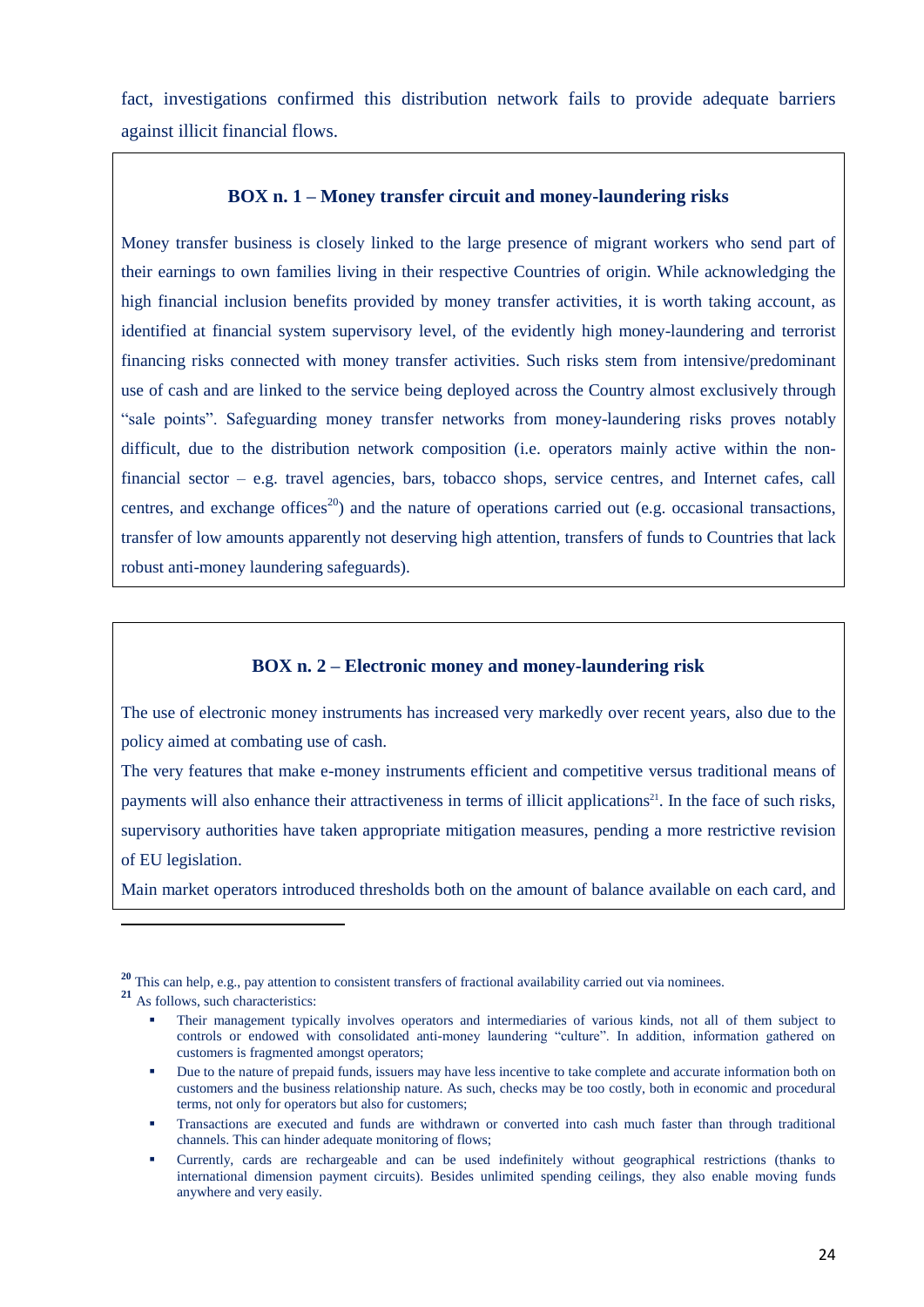fact, investigations confirmed this distribution network fails to provide adequate barriers against illicit financial flows.

**BOX n. 1 – Money transfer circuit and money-laundering risks**

Money transfer business is closely linked to the large presence of migrant workers who send part of their earnings to own families living in their respective Countries of origin. While acknowledging the high financial inclusion benefits provided by money transfer activities, it is worth taking account, as identified at financial system supervisory level, of the evidently high money-laundering and terrorist financing risks connected with money transfer activities. Such risks stem from intensive/predominant use of cash and are linked to the service being deployed across the Country almost exclusively through "sale points". Safeguarding money transfer networks from money-laundering risks proves notably difficult, due to the distribution network composition (i.e. operators mainly active within the non-financial sector – e.g. travel agencies, bars, tobacco shops, service centres, and Internet cafes, call centres, and exchange offices[20]) and the nature of operations carried out (e.g. occasional transactions, transfer of low amounts apparently not deserving high attention, transfers of funds to Countries that lack robust anti-money laundering safeguards).

**BOX n. 2 – Electronic money and money-laundering risk**

The use of electronic money instruments has increased very markedly over recent years, also due to the policy aimed at combating use of cash.

The very features that make e-money instruments efficient and competitive versus traditional means of payments will also enhance their attractiveness in terms of illicit applications[21]. In the face of such risks, supervisory authorities have taken appropriate mitigation measures, pending a more restrictive revision of EU legislation.

Main market operators introduced thresholds both on the amount of balance available on each card, and

---

[20] This can help, e.g., pay attention to consistent transfers of fractional availability carried out via nominees.

[21] As follows, such characteristics:

- Their management typically involves operators and intermediaries of various kinds, not all of them subject to controls or endowed with consolidated anti-money laundering "culture". In addition, information gathered on customers is fragmented amongst operators;
- Due to the nature of prepaid funds, issuers may have less incentive to take complete and accurate information both on customers and the business relationship nature. As such, checks may be too costly, both in economic and procedural terms, not only for operators but also for customers;
- Transactions are executed and funds are withdrawn or converted into cash much faster than through traditional channels. This can hinder adequate monitoring of flows;
- Currently, cards are rechargeable and can be used indefinitely without geographical restrictions (thanks to international dimension payment circuits). Besides unlimited spending ceilings, they also enable moving funds anywhere and very easily.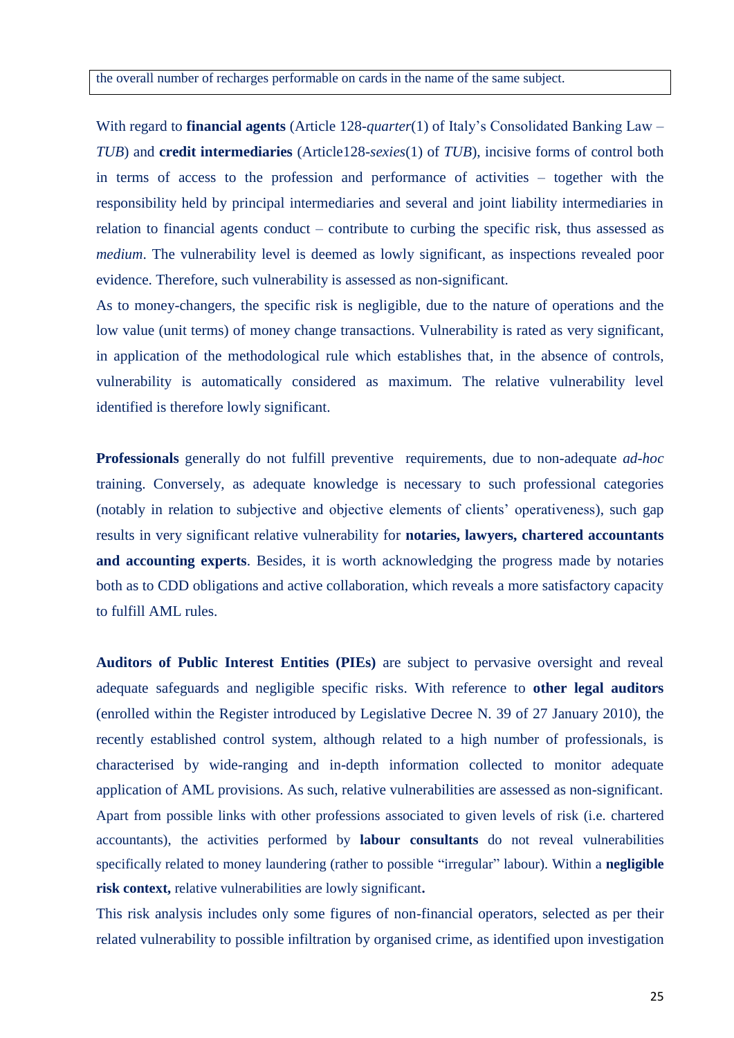| the overall number of recharges performable on cards in the name of the same subject. |
|---|

With regard to **financial agents** (Article 128-*quarter*(1) of Italy's Consolidated Banking Law – *TUB*) and **credit intermediaries** (Article128-*sexies*(1) of *TUB*), incisive forms of control both in terms of access to the profession and performance of activities – together with the responsibility held by principal intermediaries and several and joint liability intermediaries in relation to financial agents conduct – contribute to curbing the specific risk, thus assessed as *medium*. The vulnerability level is deemed as lowly significant, as inspections revealed poor evidence. Therefore, such vulnerability is assessed as non-significant.

As to money-changers, the specific risk is negligible, due to the nature of operations and the low value (unit terms) of money change transactions. Vulnerability is rated as very significant, in application of the methodological rule which establishes that, in the absence of controls, vulnerability is automatically considered as maximum. The relative vulnerability level identified is therefore lowly significant.

**Professionals** generally do not fulfill preventive requirements, due to non-adequate *ad-hoc* training. Conversely, as adequate knowledge is necessary to such professional categories (notably in relation to subjective and objective elements of clients' operativeness), such gap results in very significant relative vulnerability for **notaries, lawyers, chartered accountants and accounting experts**. Besides, it is worth acknowledging the progress made by notaries both as to CDD obligations and active collaboration, which reveals a more satisfactory capacity to fulfill AML rules.

**Auditors of Public Interest Entities (PIEs)** are subject to pervasive oversight and reveal adequate safeguards and negligible specific risks. With reference to **other legal auditors** (enrolled within the Register introduced by Legislative Decree N. 39 of 27 January 2010), the recently established control system, although related to a high number of professionals, is characterised by wide-ranging and in-depth information collected to monitor adequate application of AML provisions. As such, relative vulnerabilities are assessed as non-significant.

Apart from possible links with other professions associated to given levels of risk (i.e. chartered accountants), the activities performed by **labour consultants** do not reveal vulnerabilities specifically related to money laundering (rather to possible "irregular" labour). Within a **negligible risk context,** relative vulnerabilities are lowly significant**.**

This risk analysis includes only some figures of non-financial operators, selected as per their related vulnerability to possible infiltration by organised crime, as identified upon investigation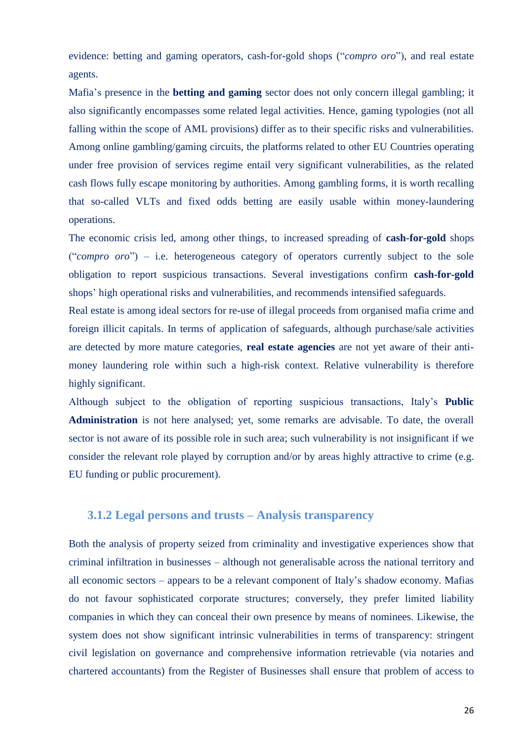evidence: betting and gaming operators, cash-for-gold shops ("*compro oro*"), and real estate agents.

Mafia's presence in the **betting and gaming** sector does not only concern illegal gambling; it also significantly encompasses some related legal activities. Hence, gaming typologies (not all falling within the scope of AML provisions) differ as to their specific risks and vulnerabilities. Among online gambling/gaming circuits, the platforms related to other EU Countries operating under free provision of services regime entail very significant vulnerabilities, as the related cash flows fully escape monitoring by authorities. Among gambling forms, it is worth recalling that so-called VLTs and fixed odds betting are easily usable within money-laundering operations.

The economic crisis led, among other things, to increased spreading of **cash-for-gold** shops ("*compro oro*") – i.e. heterogeneous category of operators currently subject to the sole obligation to report suspicious transactions. Several investigations confirm **cash-for-gold** shops' high operational risks and vulnerabilities, and recommends intensified safeguards.

Real estate is among ideal sectors for re-use of illegal proceeds from organised mafia crime and foreign illicit capitals. In terms of application of safeguards, although purchase/sale activities are detected by more mature categories, **real estate agencies** are not yet aware of their anti-money laundering role within such a high-risk context. Relative vulnerability is therefore highly significant.

Although subject to the obligation of reporting suspicious transactions, Italy's **Public Administration** is not here analysed; yet, some remarks are advisable. To date, the overall sector is not aware of its possible role in such area; such vulnerability is not insignificant if we consider the relevant role played by corruption and/or by areas highly attractive to crime (e.g. EU funding or public procurement).

### 3.1.2 Legal persons and trusts – Analysis transparency

Both the analysis of property seized from criminality and investigative experiences show that criminal infiltration in businesses – although not generalisable across the national territory and all economic sectors – appears to be a relevant component of Italy's shadow economy. Mafias do not favour sophisticated corporate structures; conversely, they prefer limited liability companies in which they can conceal their own presence by means of nominees. Likewise, the system does not show significant intrinsic vulnerabilities in terms of transparency: stringent civil legislation on governance and comprehensive information retrievable (via notaries and chartered accountants) from the Register of Businesses shall ensure that problem of access to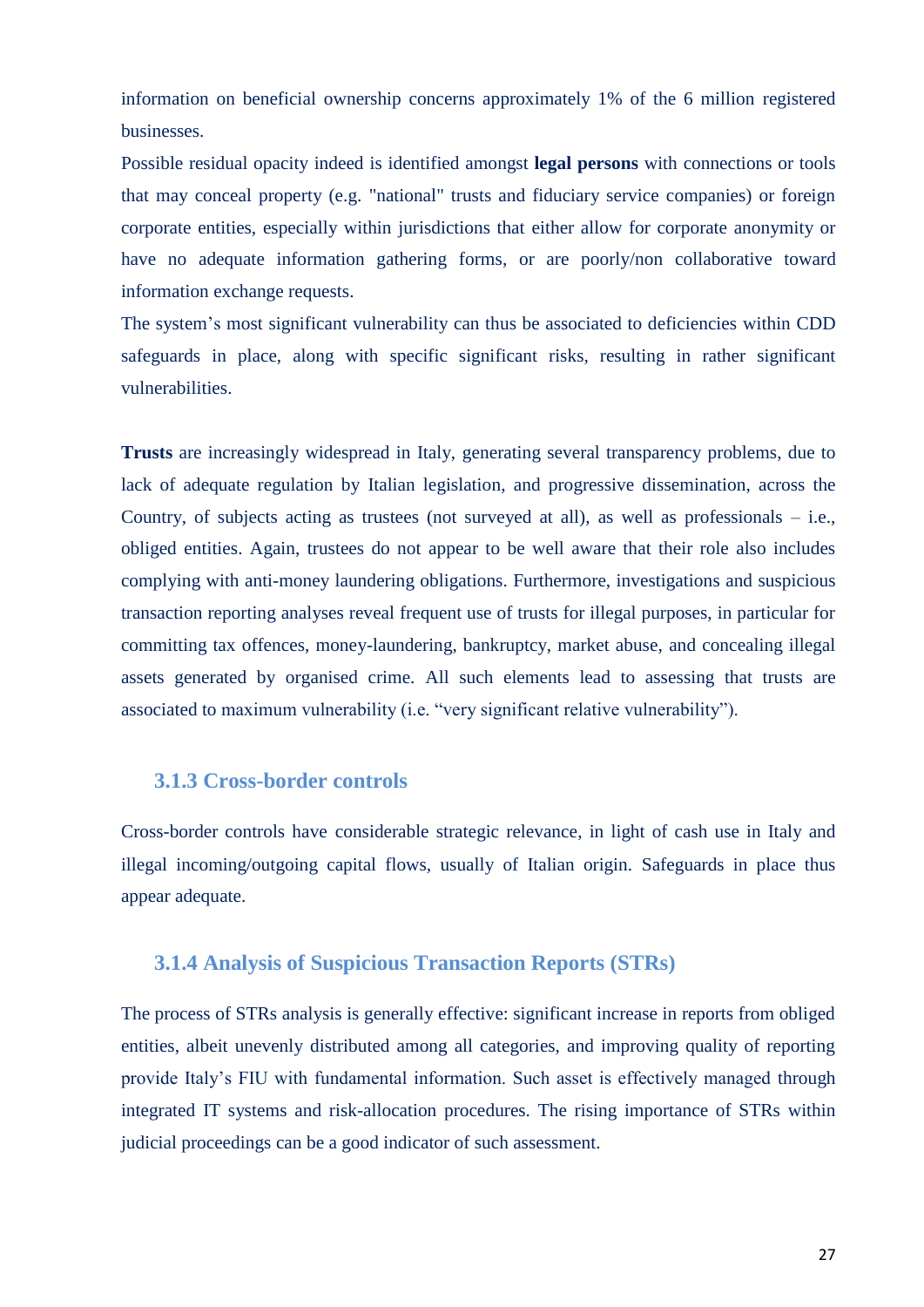information on beneficial ownership concerns approximately 1% of the 6 million registered businesses.

Possible residual opacity indeed is identified amongst **legal persons** with connections or tools that may conceal property (e.g. "national" trusts and fiduciary service companies) or foreign corporate entities, especially within jurisdictions that either allow for corporate anonymity or have no adequate information gathering forms, or are poorly/non collaborative toward information exchange requests.

The system's most significant vulnerability can thus be associated to deficiencies within CDD safeguards in place, along with specific significant risks, resulting in rather significant vulnerabilities.

**Trusts** are increasingly widespread in Italy, generating several transparency problems, due to lack of adequate regulation by Italian legislation, and progressive dissemination, across the Country, of subjects acting as trustees (not surveyed at all), as well as professionals – i.e., obliged entities. Again, trustees do not appear to be well aware that their role also includes complying with anti-money laundering obligations. Furthermore, investigations and suspicious transaction reporting analyses reveal frequent use of trusts for illegal purposes, in particular for committing tax offences, money-laundering, bankruptcy, market abuse, and concealing illegal assets generated by organised crime. All such elements lead to assessing that trusts are associated to maximum vulnerability (i.e. "very significant relative vulnerability").

### 3.1.3 Cross-border controls

Cross-border controls have considerable strategic relevance, in light of cash use in Italy and illegal incoming/outgoing capital flows, usually of Italian origin. Safeguards in place thus appear adequate.

### 3.1.4 Analysis of Suspicious Transaction Reports (STRs)

The process of STRs analysis is generally effective: significant increase in reports from obliged entities, albeit unevenly distributed among all categories, and improving quality of reporting provide Italy's FIU with fundamental information. Such asset is effectively managed through integrated IT systems and risk-allocation procedures. The rising importance of STRs within judicial proceedings can be a good indicator of such assessment.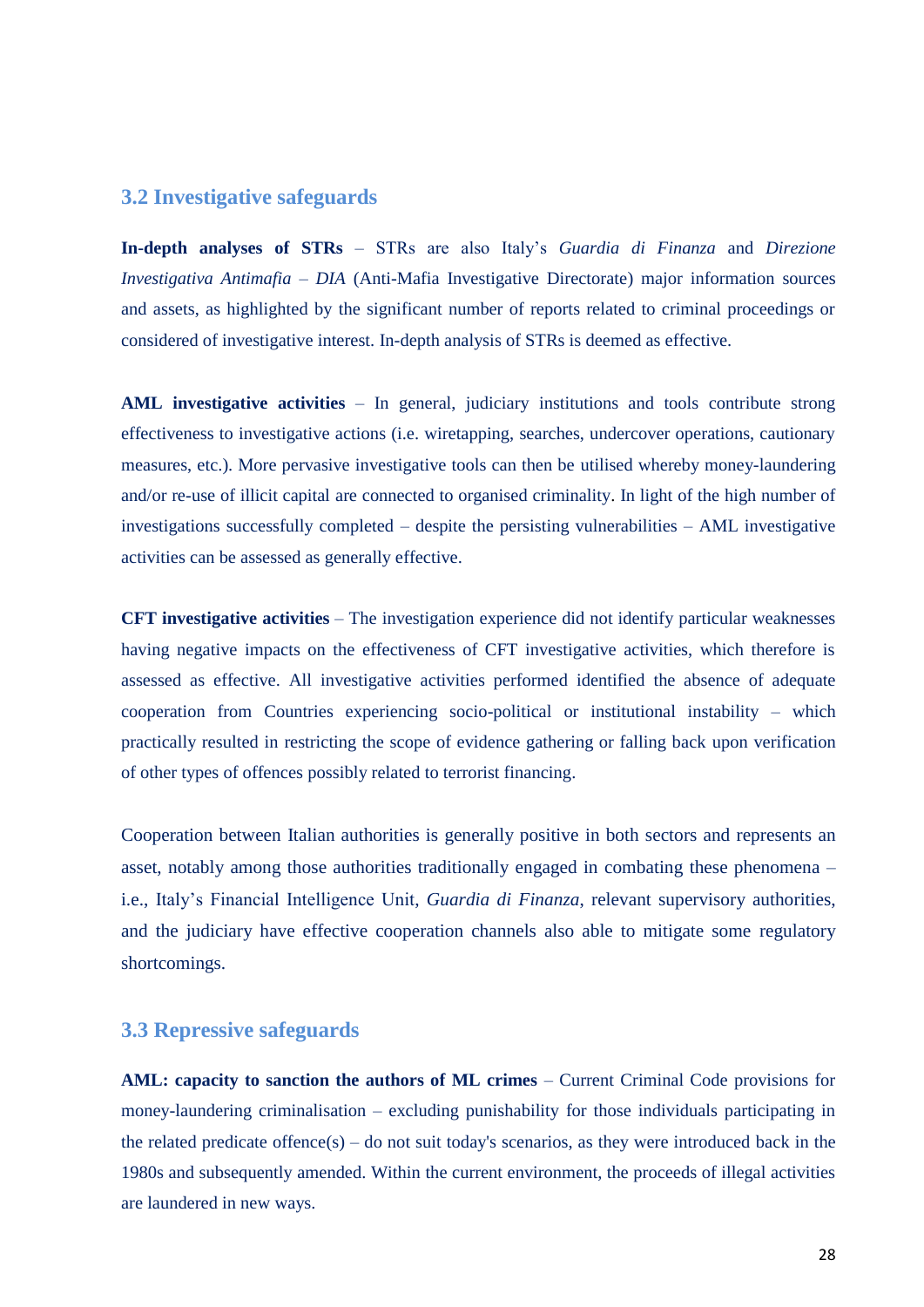## 3.2 Investigative safeguards

**In-depth analyses of STRs** – STRs are also Italy's *Guardia di Finanza* and *Direzione Investigativa Antimafia – DIA* (Anti-Mafia Investigative Directorate) major information sources and assets, as highlighted by the significant number of reports related to criminal proceedings or considered of investigative interest. In-depth analysis of STRs is deemed as effective.

**AML investigative activities** – In general, judiciary institutions and tools contribute strong effectiveness to investigative actions (i.e. wiretapping, searches, undercover operations, cautionary measures, etc.). More pervasive investigative tools can then be utilised whereby money-laundering and/or re-use of illicit capital are connected to organised criminality. In light of the high number of investigations successfully completed – despite the persisting vulnerabilities – AML investigative activities can be assessed as generally effective.

**CFT investigative activities** – The investigation experience did not identify particular weaknesses having negative impacts on the effectiveness of CFT investigative activities, which therefore is assessed as effective. All investigative activities performed identified the absence of adequate cooperation from Countries experiencing socio-political or institutional instability – which practically resulted in restricting the scope of evidence gathering or falling back upon verification of other types of offences possibly related to terrorist financing.

Cooperation between Italian authorities is generally positive in both sectors and represents an asset, notably among those authorities traditionally engaged in combating these phenomena – i.e., Italy's Financial Intelligence Unit, *Guardia di Finanza*, relevant supervisory authorities, and the judiciary have effective cooperation channels also able to mitigate some regulatory shortcomings.

## 3.3 Repressive safeguards

**AML: capacity to sanction the authors of ML crimes** – Current Criminal Code provisions for money-laundering criminalisation – excluding punishability for those individuals participating in the related predicate offence(s) – do not suit today's scenarios, as they were introduced back in the 1980s and subsequently amended. Within the current environment, the proceeds of illegal activities are laundered in new ways.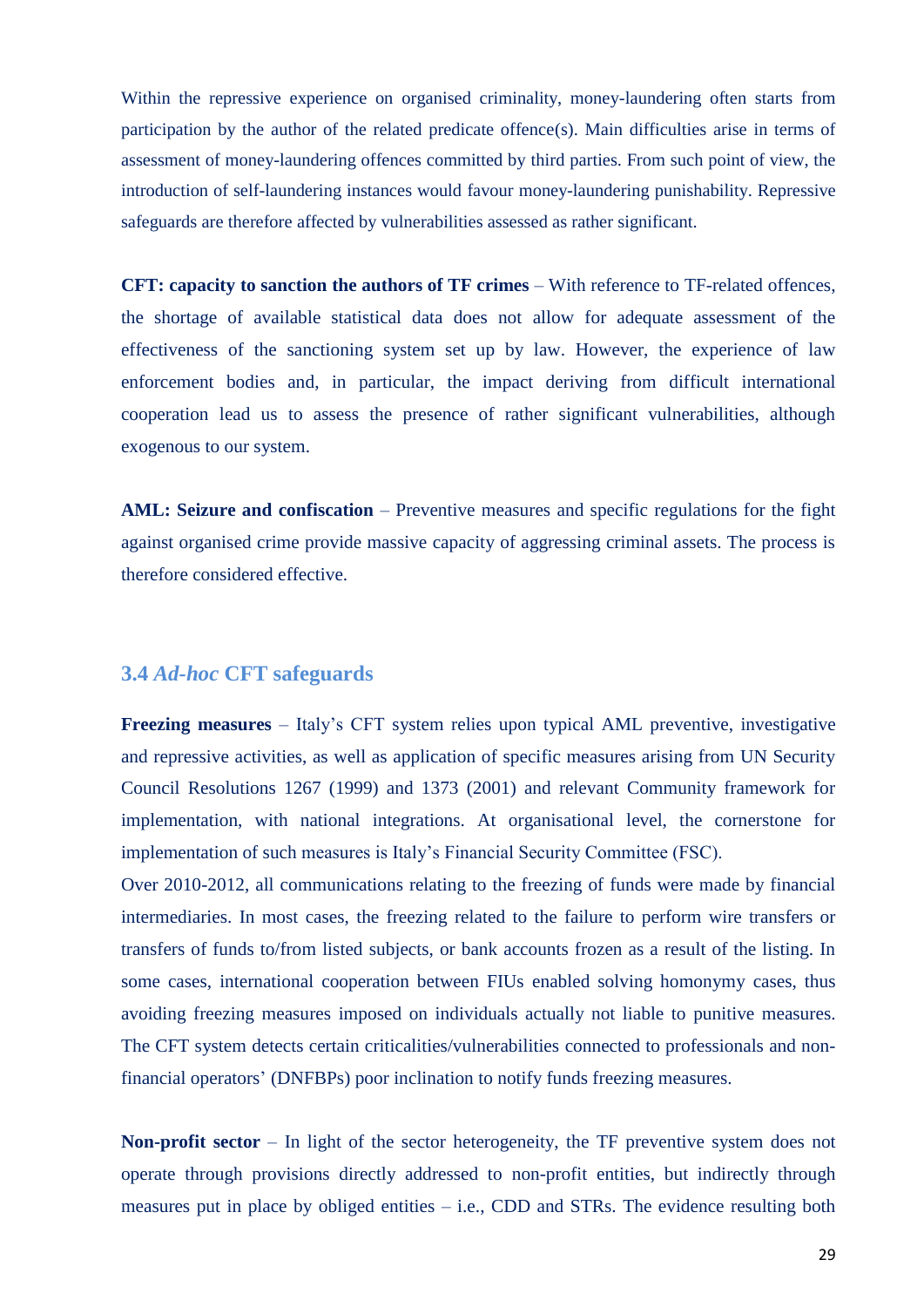Within the repressive experience on organised criminality, money-laundering often starts from participation by the author of the related predicate offence(s). Main difficulties arise in terms of assessment of money-laundering offences committed by third parties. From such point of view, the introduction of self-laundering instances would favour money-laundering punishability. Repressive safeguards are therefore affected by vulnerabilities assessed as rather significant.

**CFT: capacity to sanction the authors of TF crimes** – With reference to TF-related offences, the shortage of available statistical data does not allow for adequate assessment of the effectiveness of the sanctioning system set up by law. However, the experience of law enforcement bodies and, in particular, the impact deriving from difficult international cooperation lead us to assess the presence of rather significant vulnerabilities, although exogenous to our system.

**AML: Seizure and confiscation** – Preventive measures and specific regulations for the fight against organised crime provide massive capacity of aggressing criminal assets. The process is therefore considered effective.

### 3.4 *Ad-hoc* CFT safeguards

**Freezing measures** – Italy's CFT system relies upon typical AML preventive, investigative and repressive activities, as well as application of specific measures arising from UN Security Council Resolutions 1267 (1999) and 1373 (2001) and relevant Community framework for implementation, with national integrations. At organisational level, the cornerstone for implementation of such measures is Italy's Financial Security Committee (FSC).

Over 2010-2012, all communications relating to the freezing of funds were made by financial intermediaries. In most cases, the freezing related to the failure to perform wire transfers or transfers of funds to/from listed subjects, or bank accounts frozen as a result of the listing. In some cases, international cooperation between FIUs enabled solving homonymy cases, thus avoiding freezing measures imposed on individuals actually not liable to punitive measures. The CFT system detects certain criticalities/vulnerabilities connected to professionals and non-financial operators' (DNFBPs) poor inclination to notify funds freezing measures.

**Non-profit sector** – In light of the sector heterogeneity, the TF preventive system does not operate through provisions directly addressed to non-profit entities, but indirectly through measures put in place by obliged entities – i.e., CDD and STRs. The evidence resulting both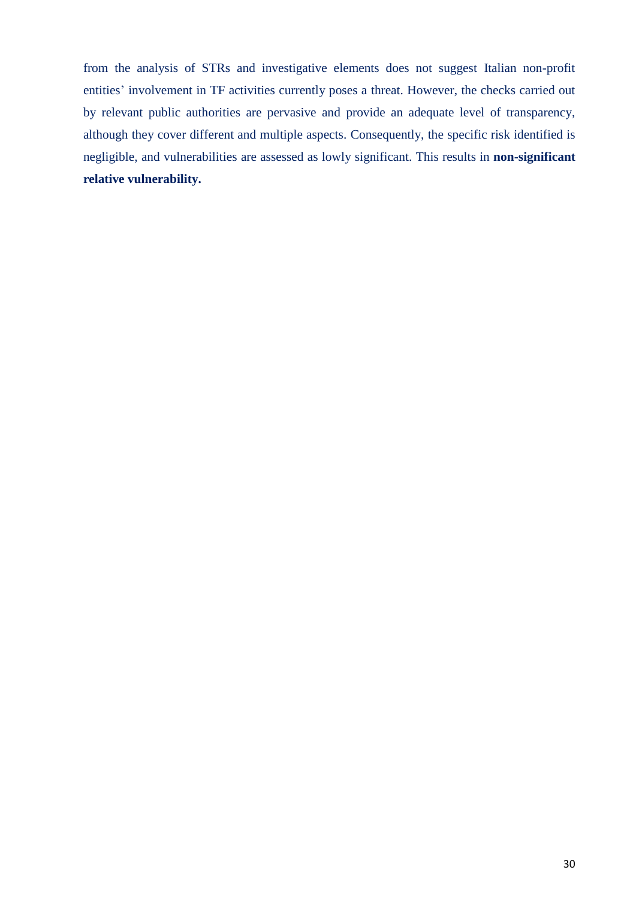from the analysis of STRs and investigative elements does not suggest Italian non-profit entities' involvement in TF activities currently poses a threat. However, the checks carried out by relevant public authorities are pervasive and provide an adequate level of transparency, although they cover different and multiple aspects. Consequently, the specific risk identified is negligible, and vulnerabilities are assessed as lowly significant. This results in **non-significant relative vulnerability.**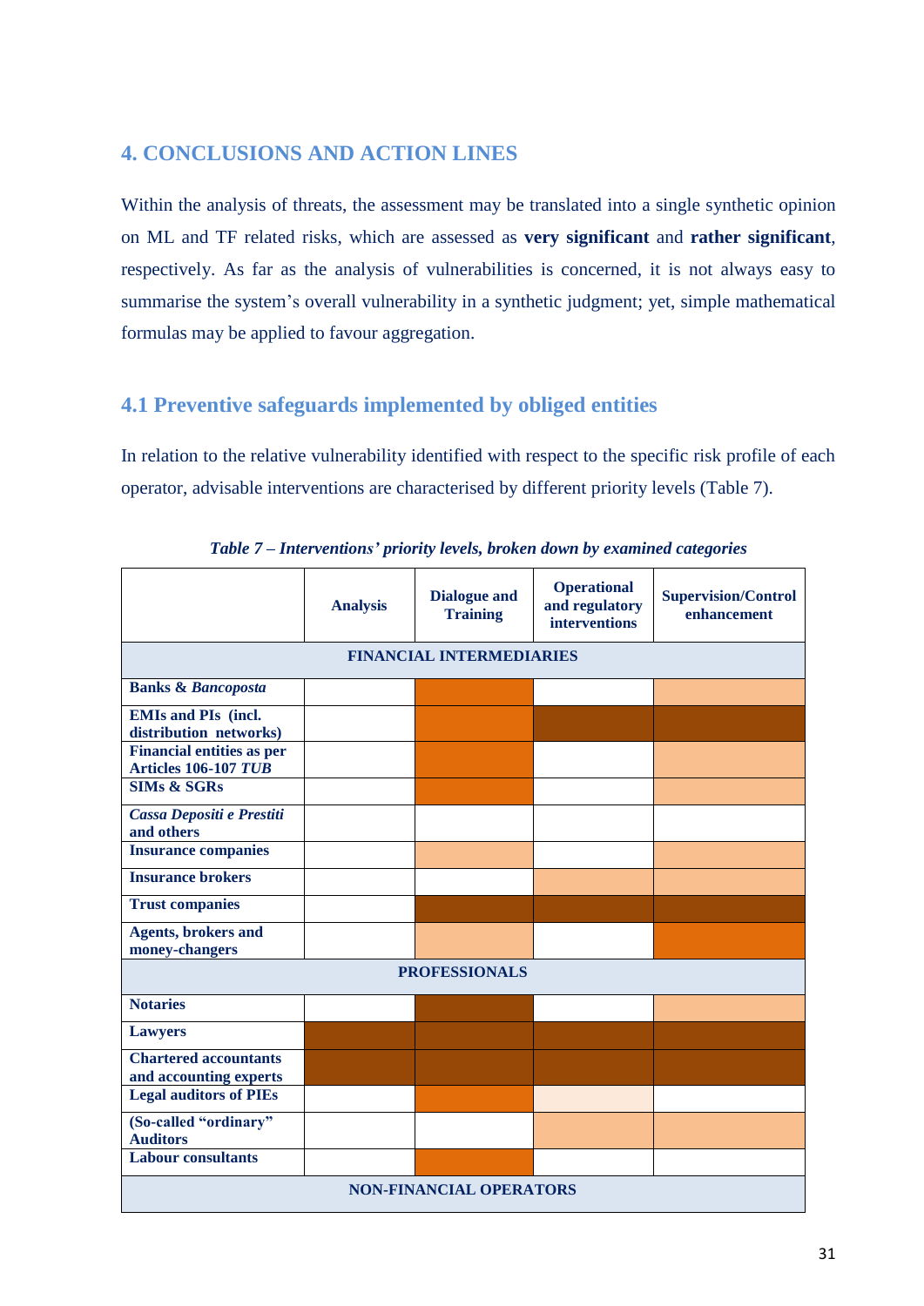## 4. CONCLUSIONS AND ACTION LINES

Within the analysis of threats, the assessment may be translated into a single synthetic opinion on ML and TF related risks, which are assessed as **very significant** and **rather significant**, respectively. As far as the analysis of vulnerabilities is concerned, it is not always easy to summarise the system's overall vulnerability in a synthetic judgment; yet, simple mathematical formulas may be applied to favour aggregation.

### 4.1 Preventive safeguards implemented by obliged entities

In relation to the relative vulnerability identified with respect to the specific risk profile of each operator, advisable interventions are characterised by different priority levels (Table 7).

***Table 7 – Interventions' priority levels, broken down by examined categories***

| | Analysis | Dialogue and Training | Operational and regulatory interventions | Supervision/Control enhancement |
|---|---|---|---|---|
| **FINANCIAL INTERMEDIARIES** | | | | |
| **Banks & *Bancoposta*** | | | | |
| **EMIs and PIs (incl. distribution networks)** | | | | |
| **Financial entities as per Articles 106-107 *TUB*** | | | | |
| **SIMs & SGRs** | | | | |
| ***Cassa Depositi e Prestiti* and others** | | | | |
| **Insurance companies** | | | | |
| **Insurance brokers** | | | | |
| **Trust companies** | | | | |
| **Agents, brokers and money-changers** | | | | |
| **PROFESSIONALS** | | | | |
| **Notaries** | | | | |
| **Lawyers** | | | | |
| **Chartered accountants and accounting experts** | | | | |
| **Legal auditors of PIEs** | | | | |
| **(So-called "ordinary" Auditors** | | | | |
| **Labour consultants** | | | | |
| **NON-FINANCIAL OPERATORS** | | | | |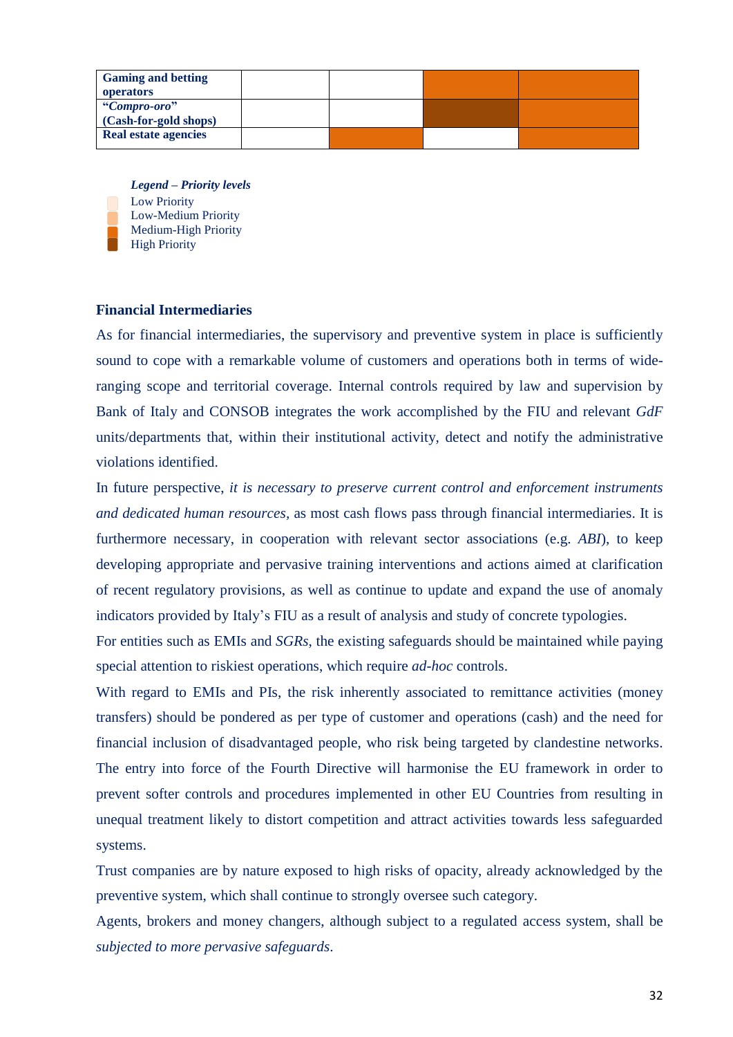| | | | | |
|---|---|---|---|---|
| **Gaming and betting operators** | | | Medium-High Priority | Medium-High Priority |
| **"*Compro-oro*" (Cash-for-gold shops)** | | | High Priority | Medium-High Priority |
| **Real estate agencies** | | Medium-High Priority | | Medium-High Priority |

***Legend – Priority levels***

- Low Priority
- Low-Medium Priority
- Medium-High Priority
- High Priority

### Financial Intermediaries

As for financial intermediaries, the supervisory and preventive system in place is sufficiently sound to cope with a remarkable volume of customers and operations both in terms of wide-ranging scope and territorial coverage. Internal controls required by law and supervision by Bank of Italy and CONSOB integrates the work accomplished by the FIU and relevant *GdF* units/departments that, within their institutional activity, detect and notify the administrative violations identified.

In future perspective, *it is necessary to preserve current control and enforcement instruments and dedicated human resources*, as most cash flows pass through financial intermediaries. It is furthermore necessary, in cooperation with relevant sector associations (e.g. *ABI*), to keep developing appropriate and pervasive training interventions and actions aimed at clarification of recent regulatory provisions, as well as continue to update and expand the use of anomaly indicators provided by Italy's FIU as a result of analysis and study of concrete typologies.

For entities such as EMIs and *SGRs*, the existing safeguards should be maintained while paying special attention to riskiest operations, which require *ad-hoc* controls.

With regard to EMIs and PIs, the risk inherently associated to remittance activities (money transfers) should be pondered as per type of customer and operations (cash) and the need for financial inclusion of disadvantaged people, who risk being targeted by clandestine networks. The entry into force of the Fourth Directive will harmonise the EU framework in order to prevent softer controls and procedures implemented in other EU Countries from resulting in unequal treatment likely to distort competition and attract activities towards less safeguarded systems.

Trust companies are by nature exposed to high risks of opacity, already acknowledged by the preventive system, which shall continue to strongly oversee such category.

Agents, brokers and money changers, although subject to a regulated access system, shall be *subjected to more pervasive safeguards*.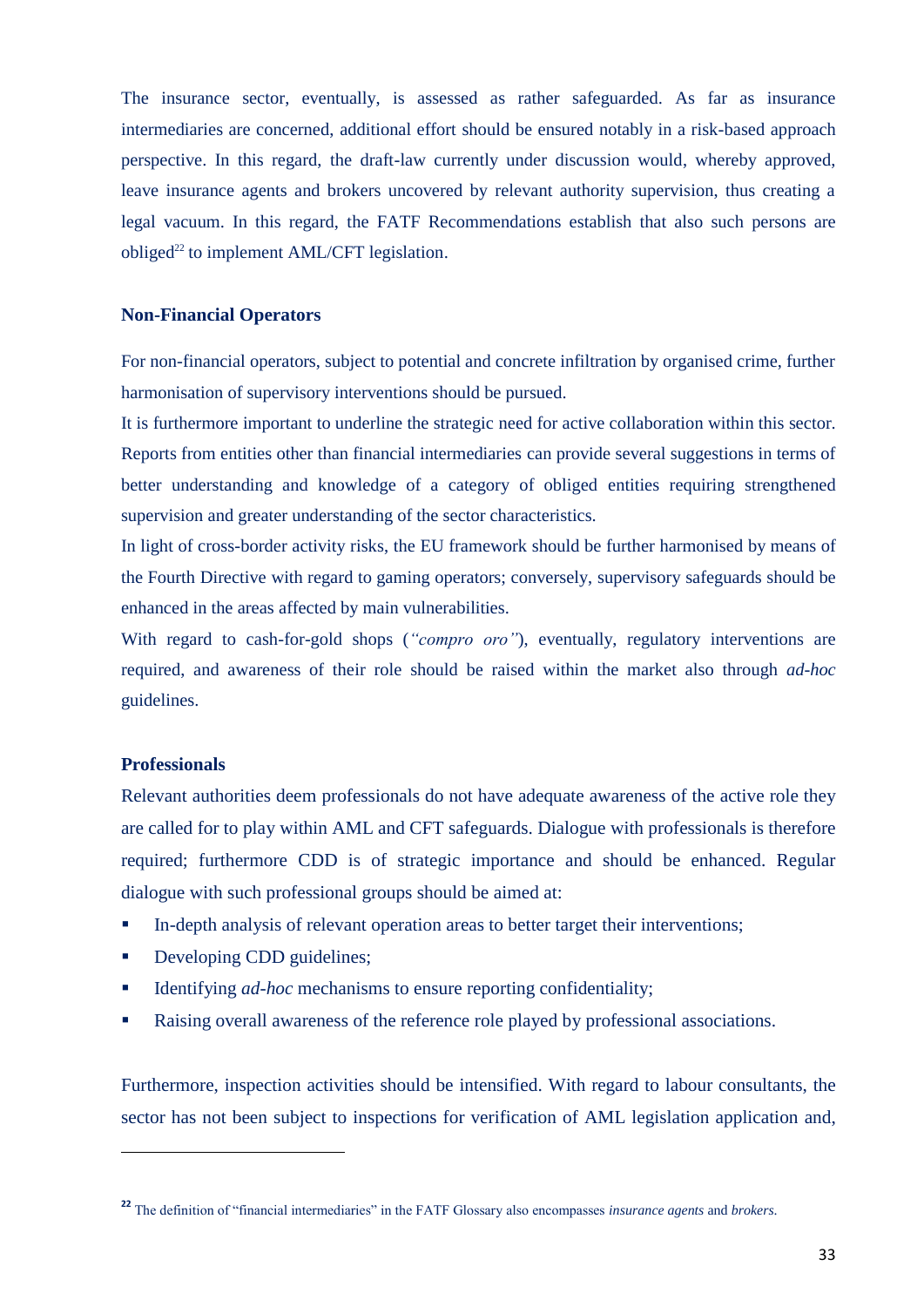The insurance sector, eventually, is assessed as rather safeguarded. As far as insurance intermediaries are concerned, additional effort should be ensured notably in a risk-based approach perspective. In this regard, the draft-law currently under discussion would, whereby approved, leave insurance agents and brokers uncovered by relevant authority supervision, thus creating a legal vacuum. In this regard, the FATF Recommendations establish that also such persons are obliged[22] to implement AML/CFT legislation.

### Non-Financial Operators

For non-financial operators, subject to potential and concrete infiltration by organised crime, further harmonisation of supervisory interventions should be pursued.

It is furthermore important to underline the strategic need for active collaboration within this sector. Reports from entities other than financial intermediaries can provide several suggestions in terms of better understanding and knowledge of a category of obliged entities requiring strengthened supervision and greater understanding of the sector characteristics.

In light of cross-border activity risks, the EU framework should be further harmonised by means of the Fourth Directive with regard to gaming operators; conversely, supervisory safeguards should be enhanced in the areas affected by main vulnerabilities.

With regard to cash-for-gold shops (*"compro oro"*), eventually, regulatory interventions are required, and awareness of their role should be raised within the market also through *ad-hoc* guidelines.

### Professionals

Relevant authorities deem professionals do not have adequate awareness of the active role they are called for to play within AML and CFT safeguards. Dialogue with professionals is therefore required; furthermore CDD is of strategic importance and should be enhanced. Regular dialogue with such professional groups should be aimed at:

- In-depth analysis of relevant operation areas to better target their interventions;
- Developing CDD guidelines;
- Identifying *ad-hoc* mechanisms to ensure reporting confidentiality;
- Raising overall awareness of the reference role played by professional associations.

Furthermore, inspection activities should be intensified. With regard to labour consultants, the sector has not been subject to inspections for verification of AML legislation application and,

---

[22] The definition of "financial intermediaries" in the FATF Glossary also encompasses *insurance agents* and *brokers*.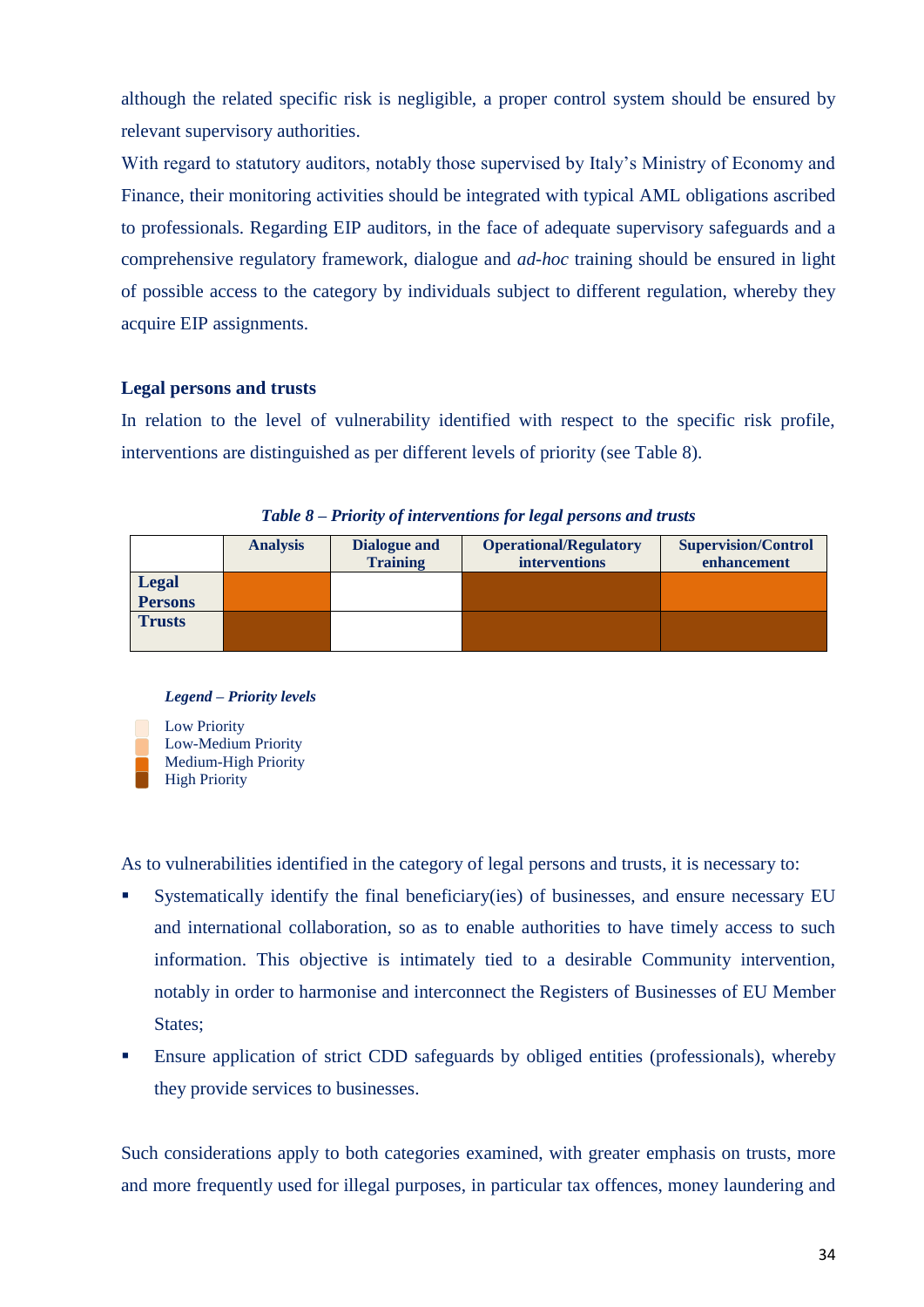although the related specific risk is negligible, a proper control system should be ensured by relevant supervisory authorities.

With regard to statutory auditors, notably those supervised by Italy's Ministry of Economy and Finance, their monitoring activities should be integrated with typical AML obligations ascribed to professionals. Regarding EIP auditors, in the face of adequate supervisory safeguards and a comprehensive regulatory framework, dialogue and *ad-hoc* training should be ensured in light of possible access to the category by individuals subject to different regulation, whereby they acquire EIP assignments.

### Legal persons and trusts

In relation to the level of vulnerability identified with respect to the specific risk profile, interventions are distinguished as per different levels of priority (see Table 8).

***Table 8 – Priority of interventions for legal persons and trusts***

| | Analysis | Dialogue and Training | Operational/Regulatory interventions | Supervision/Control enhancement |
|---|---|---|---|---|
| **Legal Persons** | Medium-High Priority | | High Priority | Medium-High Priority |
| **Trusts** | High Priority | | High Priority | High Priority |

***Legend – Priority levels***

- Low Priority
- Low-Medium Priority
- Medium-High Priority
- High Priority

As to vulnerabilities identified in the category of legal persons and trusts, it is necessary to:

- Systematically identify the final beneficiary(ies) of businesses, and ensure necessary EU and international collaboration, so as to enable authorities to have timely access to such information. This objective is intimately tied to a desirable Community intervention, notably in order to harmonise and interconnect the Registers of Businesses of EU Member States;
- Ensure application of strict CDD safeguards by obliged entities (professionals), whereby they provide services to businesses.

Such considerations apply to both categories examined, with greater emphasis on trusts, more and more frequently used for illegal purposes, in particular tax offences, money laundering and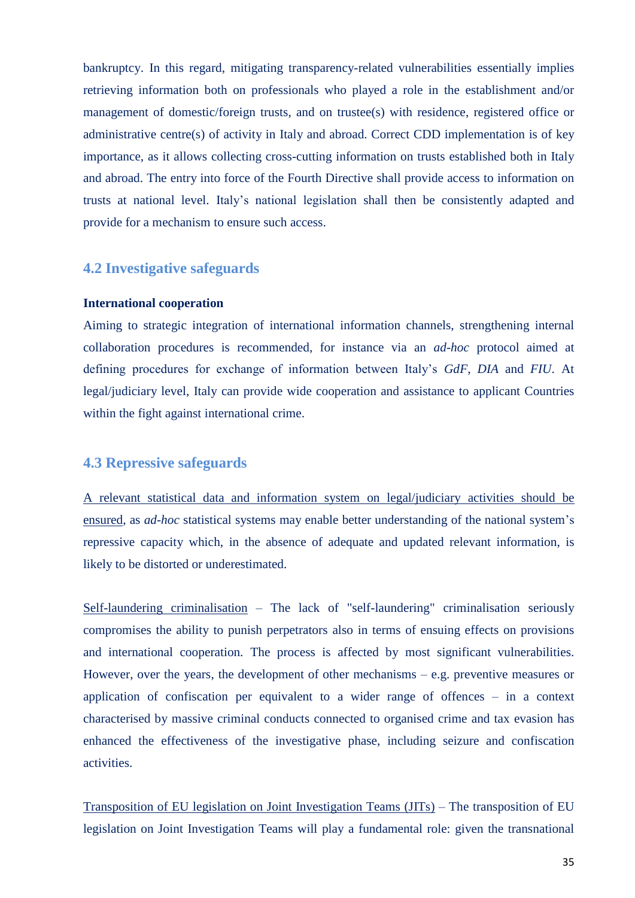bankruptcy. In this regard, mitigating transparency-related vulnerabilities essentially implies retrieving information both on professionals who played a role in the establishment and/or management of domestic/foreign trusts, and on trustee(s) with residence, registered office or administrative centre(s) of activity in Italy and abroad. Correct CDD implementation is of key importance, as it allows collecting cross-cutting information on trusts established both in Italy and abroad. The entry into force of the Fourth Directive shall provide access to information on trusts at national level. Italy's national legislation shall then be consistently adapted and provide for a mechanism to ensure such access.

## 4.2 Investigative safeguards

**International cooperation**

Aiming to strategic integration of international information channels, strengthening internal collaboration procedures is recommended, for instance via an *ad-hoc* protocol aimed at defining procedures for exchange of information between Italy's *GdF*, *DIA* and *FIU*. At legal/judiciary level, Italy can provide wide cooperation and assistance to applicant Countries within the fight against international crime.

## 4.3 Repressive safeguards

A relevant statistical data and information system on legal/judiciary activities should be ensured, as *ad-hoc* statistical systems may enable better understanding of the national system's repressive capacity which, in the absence of adequate and updated relevant information, is likely to be distorted or underestimated.

Self-laundering criminalisation – The lack of "self-laundering" criminalisation seriously compromises the ability to punish perpetrators also in terms of ensuing effects on provisions and international cooperation. The process is affected by most significant vulnerabilities. However, over the years, the development of other mechanisms – e.g. preventive measures or application of confiscation per equivalent to a wider range of offences – in a context characterised by massive criminal conducts connected to organised crime and tax evasion has enhanced the effectiveness of the investigative phase, including seizure and confiscation activities.

Transposition of EU legislation on Joint Investigation Teams (JITs) – The transposition of EU legislation on Joint Investigation Teams will play a fundamental role: given the transnational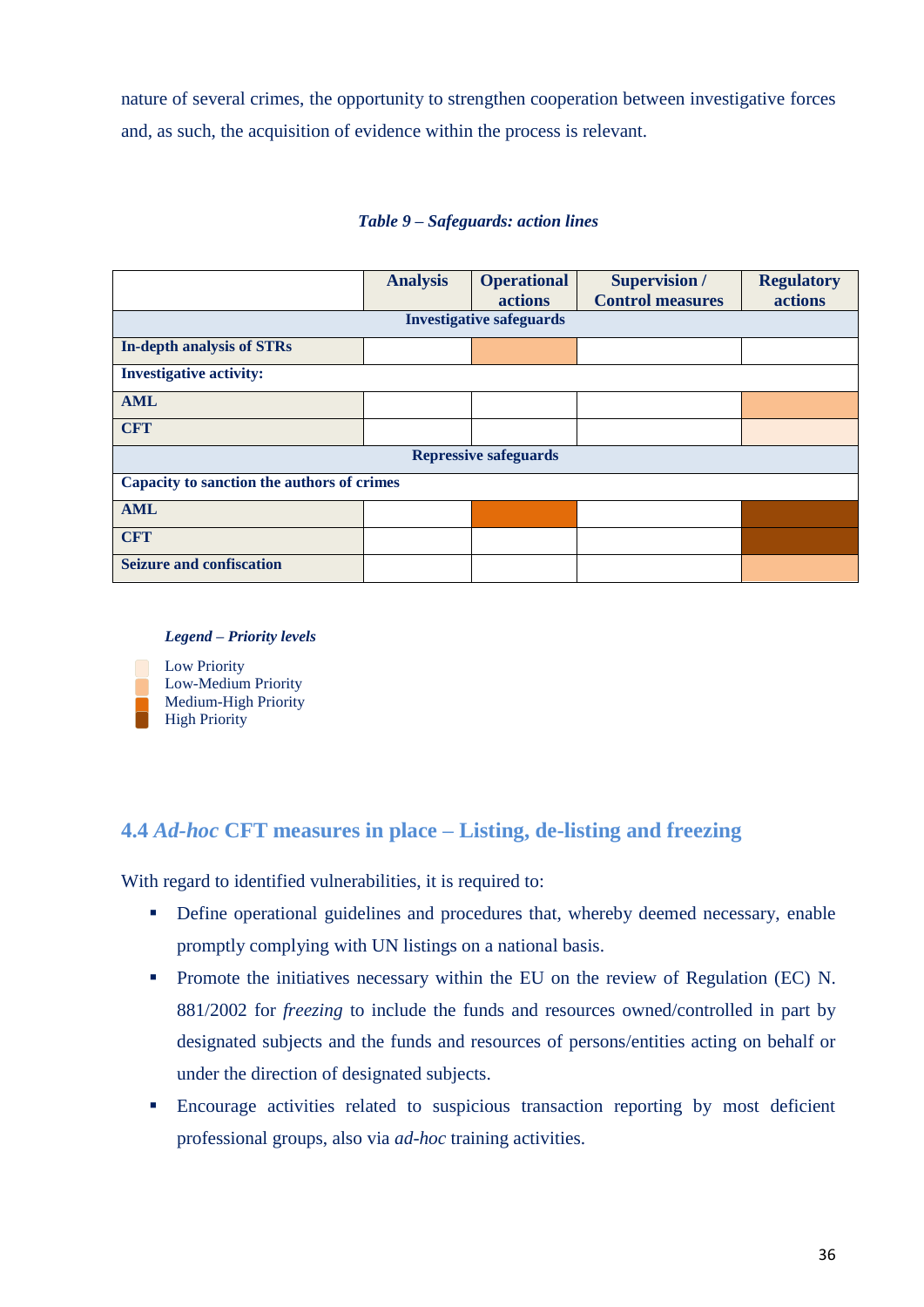nature of several crimes, the opportunity to strengthen cooperation between investigative forces and, as such, the acquisition of evidence within the process is relevant.

*Table 9 – Safeguards: action lines*

| | Analysis | Operational actions | Supervision / Control measures | Regulatory actions |
|---|---|---|---|---|
| **Investigative safeguards** | | | | |
| **In-depth analysis of STRs** | | Low-Medium Priority | | |
| **Investigative activity:** | | | | |
| **AML** | | | | Low-Medium Priority |
| **CFT** | | | | Low Priority |
| **Repressive safeguards** | | | | |
| **Capacity to sanction the authors of crimes** | | | | |
| **AML** | | Medium-High Priority | | High Priority |
| **CFT** | | | | High Priority |
| **Seizure and confiscation** | | | | Low-Medium Priority |

*Legend – Priority levels*

- Low Priority
- Low-Medium Priority
- Medium-High Priority
- High Priority

## 4.4 *Ad-hoc* CFT measures in place – Listing, de-listing and freezing

With regard to identified vulnerabilities, it is required to:

- Define operational guidelines and procedures that, whereby deemed necessary, enable promptly complying with UN listings on a national basis.
- Promote the initiatives necessary within the EU on the review of Regulation (EC) N. 881/2002 for *freezing* to include the funds and resources owned/controlled in part by designated subjects and the funds and resources of persons/entities acting on behalf or under the direction of designated subjects.
- Encourage activities related to suspicious transaction reporting by most deficient professional groups, also via *ad-hoc* training activities.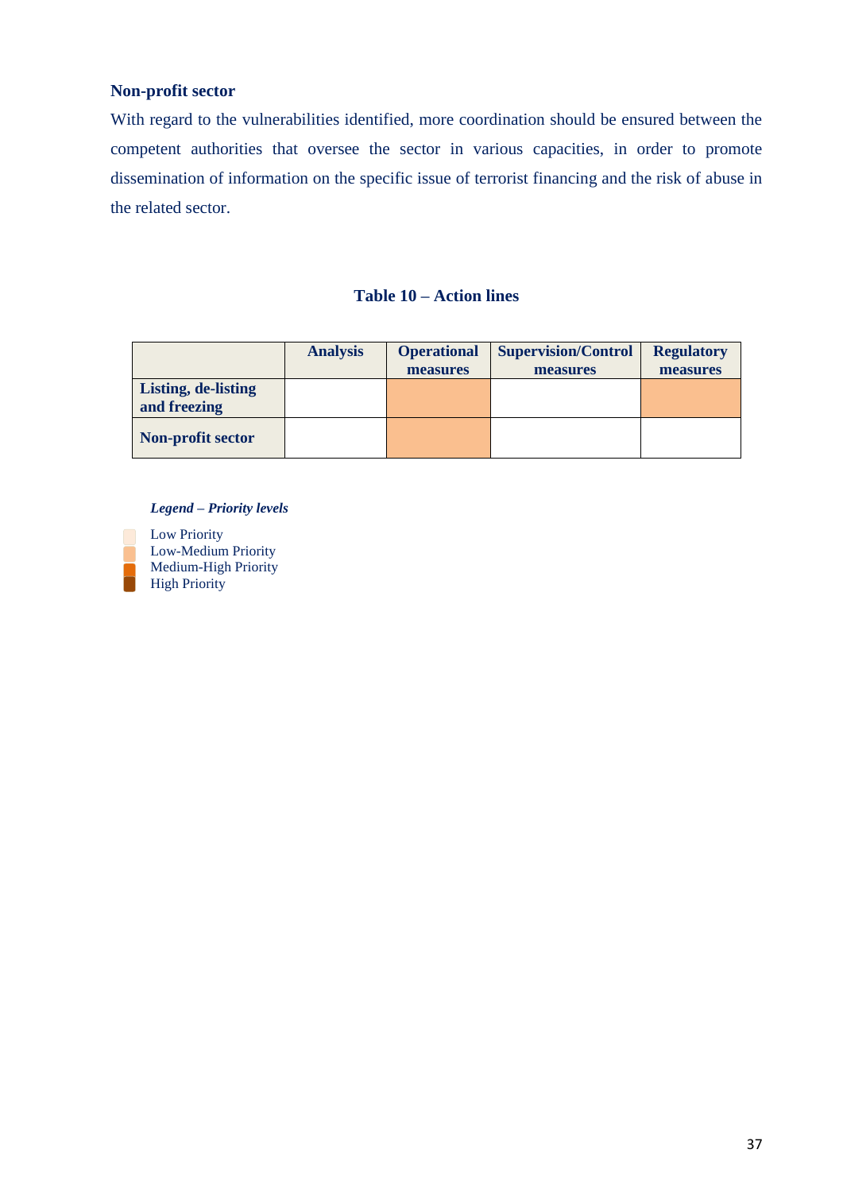### Non-profit sector

With regard to the vulnerabilities identified, more coordination should be ensured between the competent authorities that oversee the sector in various capacities, in order to promote dissemination of information on the specific issue of terrorist financing and the risk of abuse in the related sector.

**Table 10 – Action lines**

| | Analysis | Operational measures | Supervision/Control measures | Regulatory measures |
|---|---|---|---|---|
| **Listing, de-listing and freezing** | | Low-Medium Priority | | Low-Medium Priority |
| **Non-profit sector** | | Low-Medium Priority | | |

***Legend – Priority levels***

- Low Priority
- Low-Medium Priority
- Medium-High Priority
- High Priority